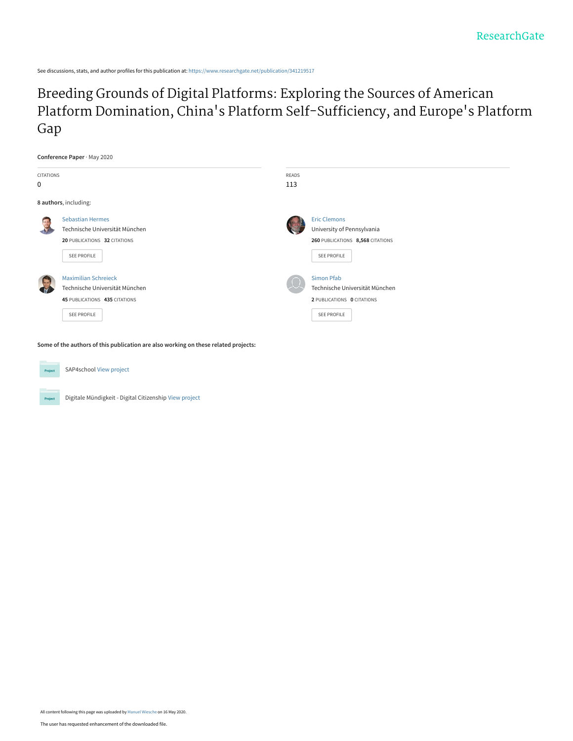ResearchGate

See discussions, stats, and author profiles for this publication at: https://www.researchgate.net/publication/341219517

# Breeding Grounds of Digital Platforms: Exploring the Sources of American Platform Domination, China's Platform Self-Sufficiency, and Europe's Platform Gap

**Conference Paper** · May 2020

| CITATIONS | READS |
| --- | --- |
| 0 | 113 |

**8 authors**, including:

**Sebastian Hermes**
Technische Universität München
**20** PUBLICATIONS **32** CITATIONS
SEE PROFILE

**Eric Clemons**
University of Pennsylvania
**260** PUBLICATIONS **8,568** CITATIONS
SEE PROFILE

**Maximilian Schreieck**
Technische Universität München
**45** PUBLICATIONS **435** CITATIONS
SEE PROFILE

**Simon Pfab**
Technische Universität München
**2** PUBLICATIONS **0** CITATIONS
SEE PROFILE

**Some of the authors of this publication are also working on these related projects:**

SAP4school View project

Digitale Mündigkeit - Digital Citizenship View project

All content following this page was uploaded by Manuel Wiesche on 16 May 2020.

The user has requested enhancement of the downloaded file.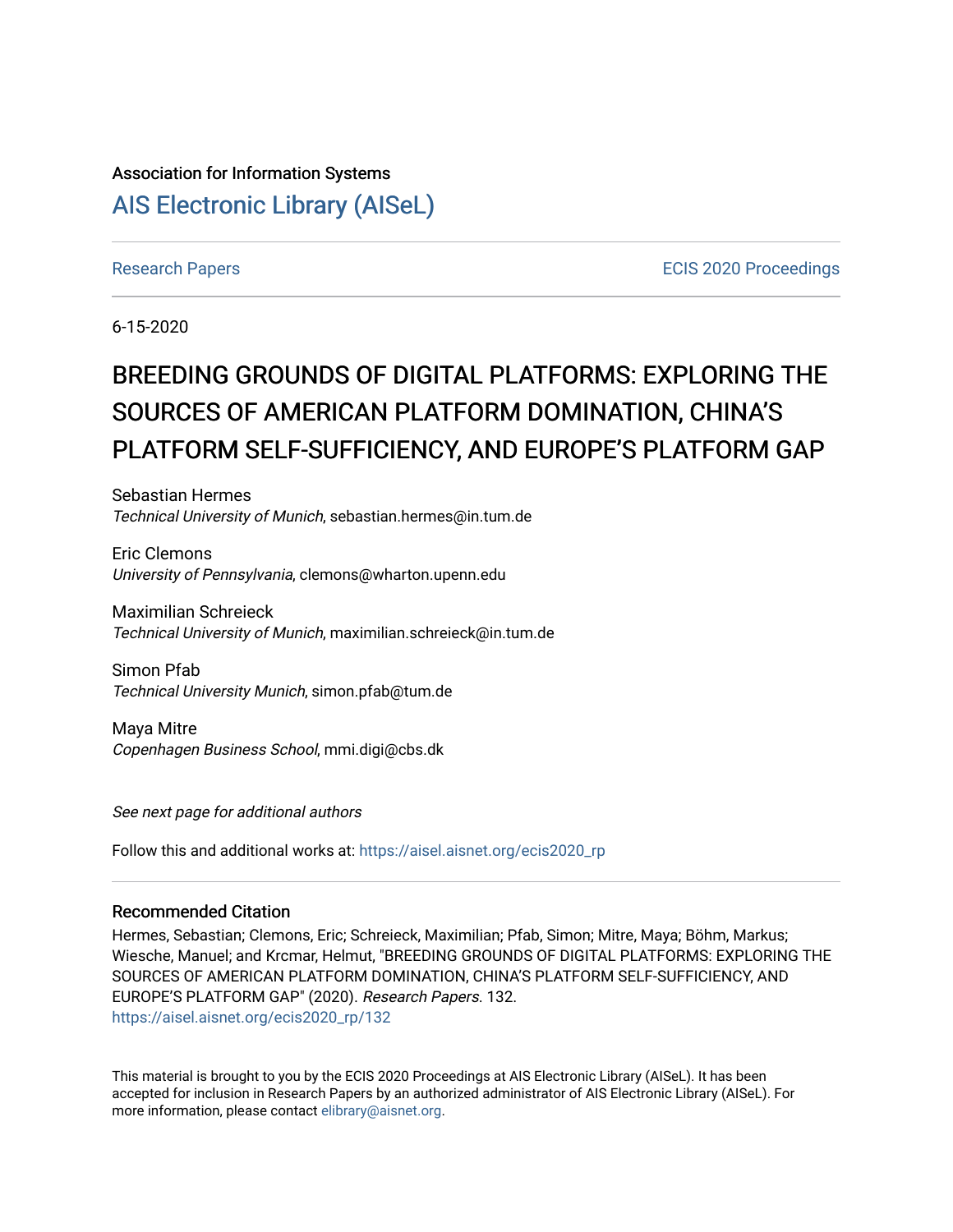Association for Information Systems

## [AIS Electronic Library (AISeL)](https://aisel.aisnet.org/)

[Research Papers](https://aisel.aisnet.org/ecis2020_rp) [ECIS 2020 Proceedings](https://aisel.aisnet.org/ecis2020)

6-15-2020

# BREEDING GROUNDS OF DIGITAL PLATFORMS: EXPLORING THE SOURCES OF AMERICAN PLATFORM DOMINATION, CHINA'S PLATFORM SELF-SUFFICIENCY, AND EUROPE'S PLATFORM GAP

Sebastian Hermes
*Technical University of Munich*, sebastian.hermes@in.tum.de

Eric Clemons
*University of Pennsylvania*, clemons@wharton.upenn.edu

Maximilian Schreieck
*Technical University of Munich*, maximilian.schreieck@in.tum.de

Simon Pfab
*Technical University Munich*, simon.pfab@tum.de

Maya Mitre
*Copenhagen Business School*, mmi.digi@cbs.dk

*See next page for additional authors*

Follow this and additional works at: https://aisel.aisnet.org/ecis2020_rp

### Recommended Citation

Hermes, Sebastian; Clemons, Eric; Schreieck, Maximilian; Pfab, Simon; Mitre, Maya; Böhm, Markus; Wiesche, Manuel; and Krcmar, Helmut, "BREEDING GROUNDS OF DIGITAL PLATFORMS: EXPLORING THE SOURCES OF AMERICAN PLATFORM DOMINATION, CHINA'S PLATFORM SELF-SUFFICIENCY, AND EUROPE'S PLATFORM GAP" (2020). *Research Papers*. 132.
https://aisel.aisnet.org/ecis2020_rp/132

This material is brought to you by the ECIS 2020 Proceedings at AIS Electronic Library (AISeL). It has been accepted for inclusion in Research Papers by an authorized administrator of AIS Electronic Library (AISeL). For more information, please contact elibrary@aisnet.org.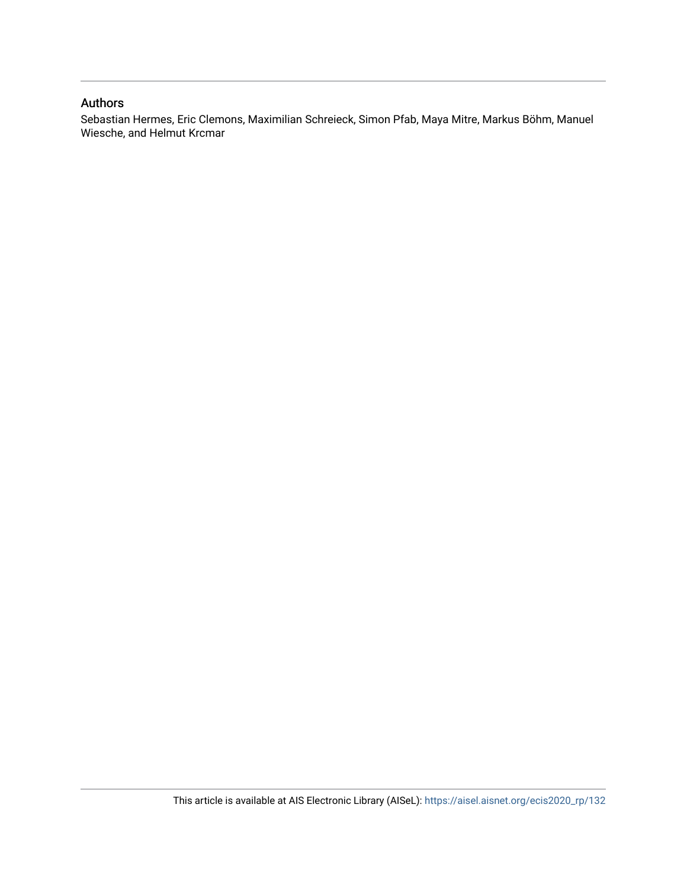## Authors

Sebastian Hermes, Eric Clemons, Maximilian Schreieck, Simon Pfab, Maya Mitre, Markus Böhm, Manuel Wiesche, and Helmut Krcmar

This article is available at AIS Electronic Library (AISeL): https://aisel.aisnet.org/ecis2020_rp/132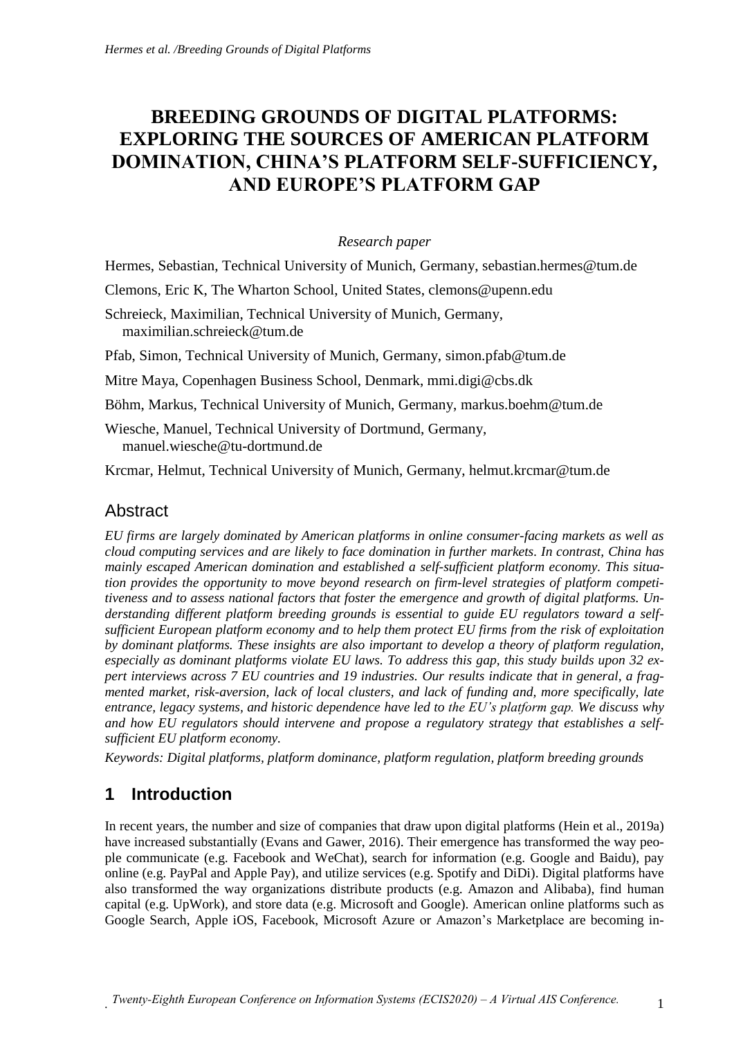# BREEDING GROUNDS OF DIGITAL PLATFORMS: EXPLORING THE SOURCES OF AMERICAN PLATFORM DOMINATION, CHINA'S PLATFORM SELF-SUFFICIENCY, AND EUROPE'S PLATFORM GAP

*Research paper*

Hermes, Sebastian, Technical University of Munich, Germany, sebastian.hermes@tum.de

Clemons, Eric K, The Wharton School, United States, clemons@upenn.edu

Schreieck, Maximilian, Technical University of Munich, Germany, maximilian.schreieck@tum.de

Pfab, Simon, Technical University of Munich, Germany, simon.pfab@tum.de

Mitre Maya, Copenhagen Business School, Denmark, mmi.digi@cbs.dk

Böhm, Markus, Technical University of Munich, Germany, markus.boehm@tum.de

Wiesche, Manuel, Technical University of Dortmund, Germany, manuel.wiesche@tu-dortmund.de

Krcmar, Helmut, Technical University of Munich, Germany, helmut.krcmar@tum.de

## Abstract

*EU firms are largely dominated by American platforms in online consumer-facing markets as well as cloud computing services and are likely to face domination in further markets. In contrast, China has mainly escaped American domination and established a self-sufficient platform economy. This situation provides the opportunity to move beyond research on firm-level strategies of platform competitiveness and to assess national factors that foster the emergence and growth of digital platforms. Understanding different platform breeding grounds is essential to guide EU regulators toward a self-sufficient European platform economy and to help them protect EU firms from the risk of exploitation by dominant platforms. These insights are also important to develop a theory of platform regulation, especially as dominant platforms violate EU laws. To address this gap, this study builds upon 32 expert interviews across 7 EU countries and 19 industries. Our results indicate that in general, a fragmented market, risk-aversion, lack of local clusters, and lack of funding and, more specifically, late entrance, legacy systems, and historic dependence have led to the EU's platform gap. We discuss why and how EU regulators should intervene and propose a regulatory strategy that establishes a self-sufficient EU platform economy.*

*Keywords: Digital platforms, platform dominance, platform regulation, platform breeding grounds*

## 1 Introduction

In recent years, the number and size of companies that draw upon digital platforms (Hein et al., 2019a) have increased substantially (Evans and Gawer, 2016). Their emergence has transformed the way people communicate (e.g. Facebook and WeChat), search for information (e.g. Google and Baidu), pay online (e.g. PayPal and Apple Pay), and utilize services (e.g. Spotify and DiDi). Digital platforms have also transformed the way organizations distribute products (e.g. Amazon and Alibaba), find human capital (e.g. UpWork), and store data (e.g. Microsoft and Google). American online platforms such as Google Search, Apple iOS, Facebook, Microsoft Azure or Amazon's Marketplace are becoming in-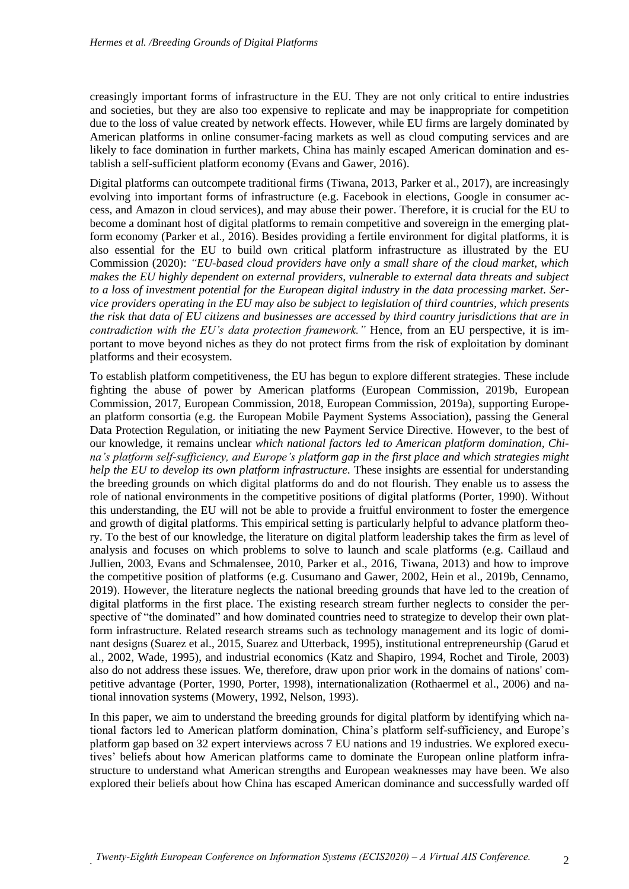creasingly important forms of infrastructure in the EU. They are not only critical to entire industries and societies, but they are also too expensive to replicate and may be inappropriate for competition due to the loss of value created by network effects. However, while EU firms are largely dominated by American platforms in online consumer-facing markets as well as cloud computing services and are likely to face domination in further markets, China has mainly escaped American domination and establish a self-sufficient platform economy (Evans and Gawer, 2016).

Digital platforms can outcompete traditional firms (Tiwana, 2013, Parker et al., 2017), are increasingly evolving into important forms of infrastructure (e.g. Facebook in elections, Google in consumer access, and Amazon in cloud services), and may abuse their power. Therefore, it is crucial for the EU to become a dominant host of digital platforms to remain competitive and sovereign in the emerging platform economy (Parker et al., 2016). Besides providing a fertile environment for digital platforms, it is also essential for the EU to build own critical platform infrastructure as illustrated by the EU Commission (2020): *"EU-based cloud providers have only a small share of the cloud market, which makes the EU highly dependent on external providers, vulnerable to external data threats and subject to a loss of investment potential for the European digital industry in the data processing market. Service providers operating in the EU may also be subject to legislation of third countries, which presents the risk that data of EU citizens and businesses are accessed by third country jurisdictions that are in contradiction with the EU's data protection framework."* Hence, from an EU perspective, it is important to move beyond niches as they do not protect firms from the risk of exploitation by dominant platforms and their ecosystem.

To establish platform competitiveness, the EU has begun to explore different strategies. These include fighting the abuse of power by American platforms (European Commission, 2019b, European Commission, 2017, European Commission, 2018, European Commission, 2019a), supporting European platform consortia (e.g. the European Mobile Payment Systems Association), passing the General Data Protection Regulation, or initiating the new Payment Service Directive. However, to the best of our knowledge, it remains unclear *which national factors led to American platform domination, China's platform self-sufficiency, and Europe's platform gap in the first place and which strategies might help the EU to develop its own platform infrastructure.* These insights are essential for understanding the breeding grounds on which digital platforms do and do not flourish. They enable us to assess the role of national environments in the competitive positions of digital platforms (Porter, 1990). Without this understanding, the EU will not be able to provide a fruitful environment to foster the emergence and growth of digital platforms. This empirical setting is particularly helpful to advance platform theory. To the best of our knowledge, the literature on digital platform leadership takes the firm as level of analysis and focuses on which problems to solve to launch and scale platforms (e.g. Caillaud and Jullien, 2003, Evans and Schmalensee, 2010, Parker et al., 2016, Tiwana, 2013) and how to improve the competitive position of platforms (e.g. Cusumano and Gawer, 2002, Hein et al., 2019b, Cennamo, 2019). However, the literature neglects the national breeding grounds that have led to the creation of digital platforms in the first place. The existing research stream further neglects to consider the perspective of "the dominated" and how dominated countries need to strategize to develop their own platform infrastructure. Related research streams such as technology management and its logic of dominant designs (Suarez et al., 2015, Suarez and Utterback, 1995), institutional entrepreneurship (Garud et al., 2002, Wade, 1995), and industrial economics (Katz and Shapiro, 1994, Rochet and Tirole, 2003) also do not address these issues. We, therefore, draw upon prior work in the domains of nations' competitive advantage (Porter, 1990, Porter, 1998), internationalization (Rothaermel et al., 2006) and national innovation systems (Mowery, 1992, Nelson, 1993).

In this paper, we aim to understand the breeding grounds for digital platform by identifying which national factors led to American platform domination, China's platform self-sufficiency, and Europe's platform gap based on 32 expert interviews across 7 EU nations and 19 industries. We explored executives' beliefs about how American platforms came to dominate the European online platform infrastructure to understand what American strengths and European weaknesses may have been. We also explored their beliefs about how China has escaped American dominance and successfully warded off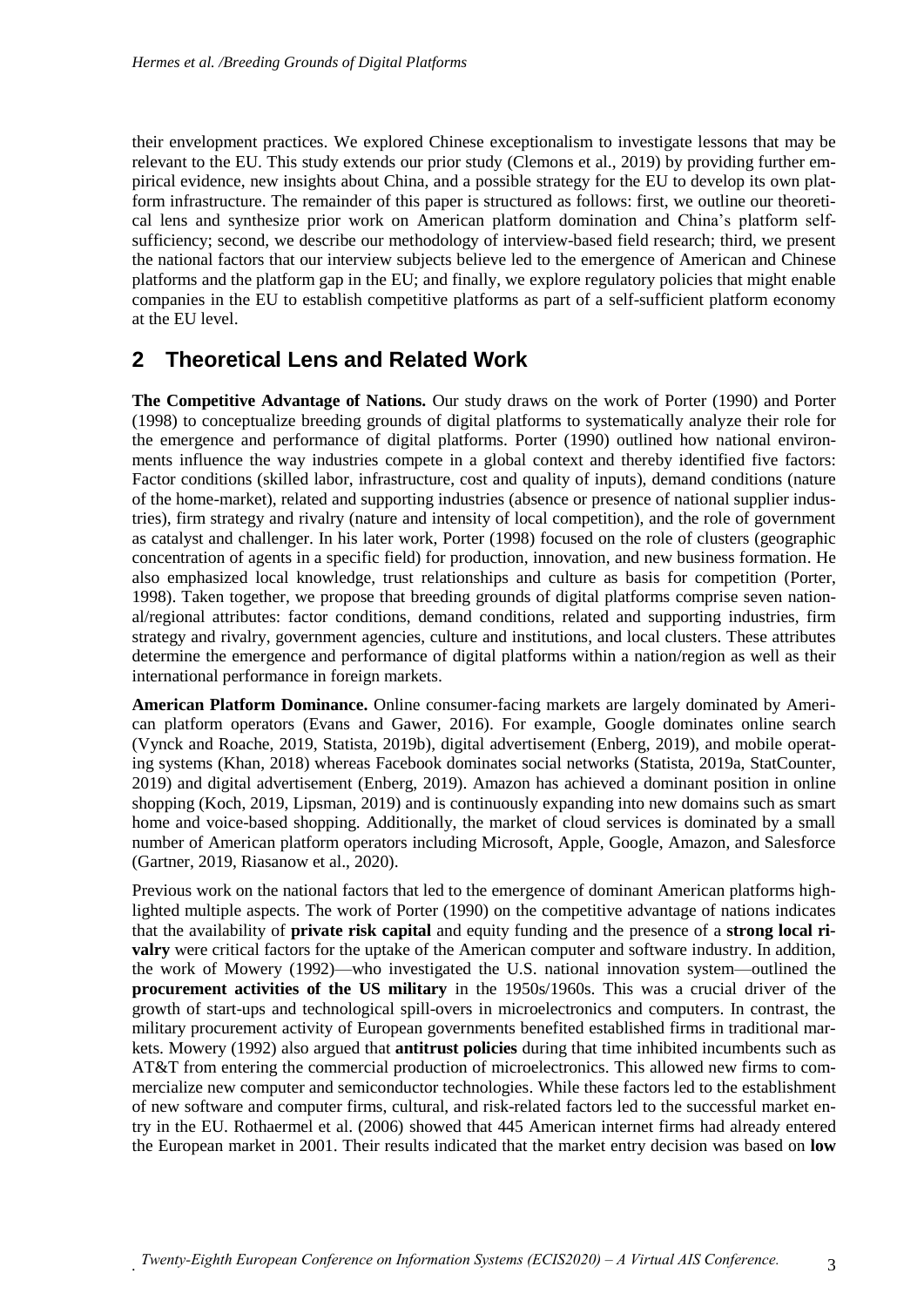their envelopment practices. We explored Chinese exceptionalism to investigate lessons that may be relevant to the EU. This study extends our prior study (Clemons et al., 2019) by providing further empirical evidence, new insights about China, and a possible strategy for the EU to develop its own platform infrastructure. The remainder of this paper is structured as follows: first, we outline our theoretical lens and synthesize prior work on American platform domination and China's platform self-sufficiency; second, we describe our methodology of interview-based field research; third, we present the national factors that our interview subjects believe led to the emergence of American and Chinese platforms and the platform gap in the EU; and finally, we explore regulatory policies that might enable companies in the EU to establish competitive platforms as part of a self-sufficient platform economy at the EU level.

## 2 Theoretical Lens and Related Work

**The Competitive Advantage of Nations.** Our study draws on the work of Porter (1990) and Porter (1998) to conceptualize breeding grounds of digital platforms to systematically analyze their role for the emergence and performance of digital platforms. Porter (1990) outlined how national environments influence the way industries compete in a global context and thereby identified five factors: Factor conditions (skilled labor, infrastructure, cost and quality of inputs), demand conditions (nature of the home-market), related and supporting industries (absence or presence of national supplier industries), firm strategy and rivalry (nature and intensity of local competition), and the role of government as catalyst and challenger. In his later work, Porter (1998) focused on the role of clusters (geographic concentration of agents in a specific field) for production, innovation, and new business formation. He also emphasized local knowledge, trust relationships and culture as basis for competition (Porter, 1998). Taken together, we propose that breeding grounds of digital platforms comprise seven national/regional attributes: factor conditions, demand conditions, related and supporting industries, firm strategy and rivalry, government agencies, culture and institutions, and local clusters. These attributes determine the emergence and performance of digital platforms within a nation/region as well as their international performance in foreign markets.

**American Platform Dominance.** Online consumer-facing markets are largely dominated by American platform operators (Evans and Gawer, 2016). For example, Google dominates online search (Vynck and Roache, 2019, Statista, 2019b), digital advertisement (Enberg, 2019), and mobile operating systems (Khan, 2018) whereas Facebook dominates social networks (Statista, 2019a, StatCounter, 2019) and digital advertisement (Enberg, 2019). Amazon has achieved a dominant position in online shopping (Koch, 2019, Lipsman, 2019) and is continuously expanding into new domains such as smart home and voice-based shopping. Additionally, the market of cloud services is dominated by a small number of American platform operators including Microsoft, Apple, Google, Amazon, and Salesforce (Gartner, 2019, Riasanow et al., 2020).

Previous work on the national factors that led to the emergence of dominant American platforms highlighted multiple aspects. The work of Porter (1990) on the competitive advantage of nations indicates that the availability of **private risk capital** and equity funding and the presence of a **strong local rivalry** were critical factors for the uptake of the American computer and software industry. In addition, the work of Mowery (1992)—who investigated the U.S. national innovation system—outlined the **procurement activities of the US military** in the 1950s/1960s. This was a crucial driver of the growth of start-ups and technological spill-overs in microelectronics and computers. In contrast, the military procurement activity of European governments benefited established firms in traditional markets. Mowery (1992) also argued that **antitrust policies** during that time inhibited incumbents such as AT&T from entering the commercial production of microelectronics. This allowed new firms to commercialize new computer and semiconductor technologies. While these factors led to the establishment of new software and computer firms, cultural, and risk-related factors led to the successful market entry in the EU. Rothaermel et al. (2006) showed that 445 American internet firms had already entered the European market in 2001. Their results indicated that the market entry decision was based on **low**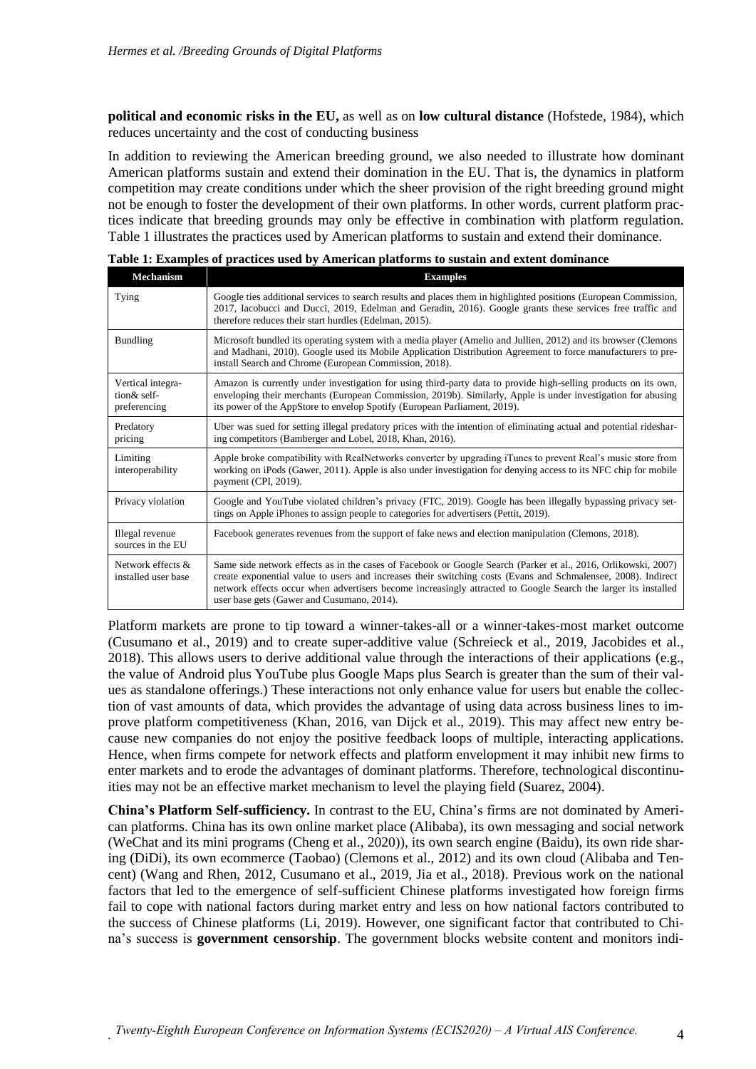**political and economic risks in the EU,** as well as on **low cultural distance** (Hofstede, 1984), which reduces uncertainty and the cost of conducting business

In addition to reviewing the American breeding ground, we also needed to illustrate how dominant American platforms sustain and extend their domination in the EU. That is, the dynamics in platform competition may create conditions under which the sheer provision of the right breeding ground might not be enough to foster the development of their own platforms. In other words, current platform practices indicate that breeding grounds may only be effective in combination with platform regulation. Table 1 illustrates the practices used by American platforms to sustain and extend their dominance.

**Table 1: Examples of practices used by American platforms to sustain and extent dominance**

| Mechanism | Examples |
|---|---|
| Tying | Google ties additional services to search results and places them in highlighted positions (European Commission, 2017, Iacobucci and Ducci, 2019, Edelman and Geradin, 2016). Google grants these services free traffic and therefore reduces their start hurdles (Edelman, 2015). |
| Bundling | Microsoft bundled its operating system with a media player (Amelio and Jullien, 2012) and its browser (Clemons and Madhani, 2010). Google used its Mobile Application Distribution Agreement to force manufacturers to pre-install Search and Chrome (European Commission, 2018). |
| Vertical integration& self-preferencing | Amazon is currently under investigation for using third-party data to provide high-selling products on its own, enveloping their merchants (European Commission, 2019b). Similarly, Apple is under investigation for abusing its power of the AppStore to envelop Spotify (European Parliament, 2019). |
| Predatory pricing | Uber was sued for setting illegal predatory prices with the intention of eliminating actual and potential ridesharing competitors (Bamberger and Lobel, 2018, Khan, 2016). |
| Limiting interoperability | Apple broke compatibility with RealNetworks converter by upgrading iTunes to prevent Real's music store from working on iPods (Gawer, 2011). Apple is also under investigation for denying access to its NFC chip for mobile payment (CPI, 2019). |
| Privacy violation | Google and YouTube violated children's privacy (FTC, 2019). Google has been illegally bypassing privacy settings on Apple iPhones to assign people to categories for advertisers (Pettit, 2019). |
| Illegal revenue sources in the EU | Facebook generates revenues from the support of fake news and election manipulation (Clemons, 2018). |
| Network effects & installed user base | Same side network effects as in the cases of Facebook or Google Search (Parker et al., 2016, Orlikowski, 2007) create exponential value to users and increases their switching costs (Evans and Schmalensee, 2008). Indirect network effects occur when advertisers become increasingly attracted to Google Search the larger its installed user base gets (Gawer and Cusumano, 2014). |

Platform markets are prone to tip toward a winner-takes-all or a winner-takes-most market outcome (Cusumano et al., 2019) and to create super-additive value (Schreieck et al., 2019, Jacobides et al., 2018). This allows users to derive additional value through the interactions of their applications (e.g., the value of Android plus YouTube plus Google Maps plus Search is greater than the sum of their values as standalone offerings.) These interactions not only enhance value for users but enable the collection of vast amounts of data, which provides the advantage of using data across business lines to improve platform competitiveness (Khan, 2016, van Dijck et al., 2019). This may affect new entry because new companies do not enjoy the positive feedback loops of multiple, interacting applications. Hence, when firms compete for network effects and platform envelopment it may inhibit new firms to enter markets and to erode the advantages of dominant platforms. Therefore, technological discontinuities may not be an effective market mechanism to level the playing field (Suarez, 2004).

**China's Platform Self-sufficiency.** In contrast to the EU, China's firms are not dominated by American platforms. China has its own online market place (Alibaba), its own messaging and social network (WeChat and its mini programs (Cheng et al., 2020)), its own search engine (Baidu), its own ride sharing (DiDi), its own ecommerce (Taobao) (Clemons et al., 2012) and its own cloud (Alibaba and Tencent) (Wang and Rhen, 2012, Cusumano et al., 2019, Jia et al., 2018). Previous work on the national factors that led to the emergence of self-sufficient Chinese platforms investigated how foreign firms fail to cope with national factors during market entry and less on how national factors contributed to the success of Chinese platforms (Li, 2019). However, one significant factor that contributed to China's success is **government censorship**. The government blocks website content and monitors indi-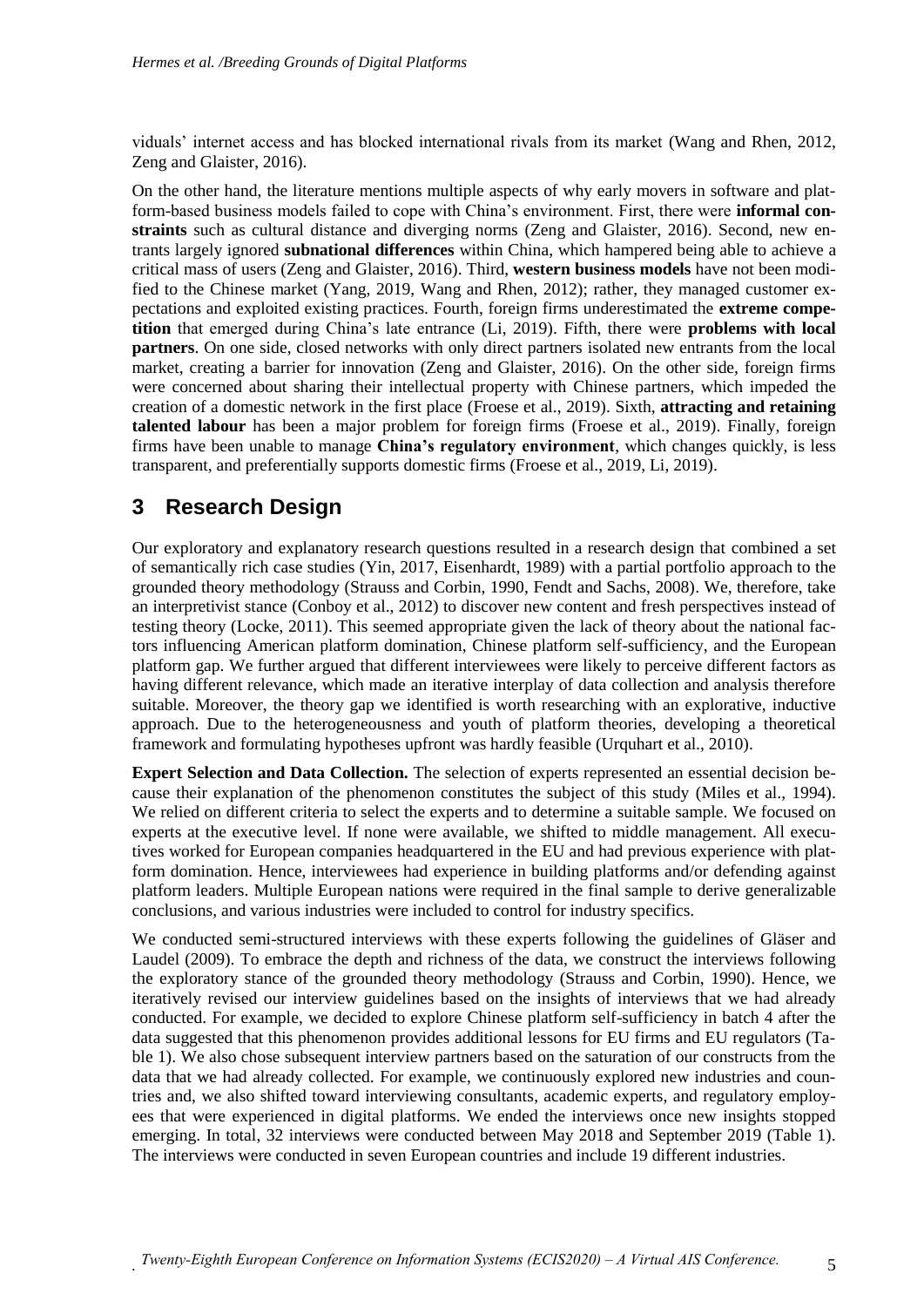viduals' internet access and has blocked international rivals from its market (Wang and Rhen, 2012, Zeng and Glaister, 2016).

On the other hand, the literature mentions multiple aspects of why early movers in software and platform-based business models failed to cope with China's environment. First, there were **informal constraints** such as cultural distance and diverging norms (Zeng and Glaister, 2016). Second, new entrants largely ignored **subnational differences** within China, which hampered being able to achieve a critical mass of users (Zeng and Glaister, 2016). Third, **western business models** have not been modified to the Chinese market (Yang, 2019, Wang and Rhen, 2012); rather, they managed customer expectations and exploited existing practices. Fourth, foreign firms underestimated the **extreme competition** that emerged during China's late entrance (Li, 2019). Fifth, there were **problems with local partners**. On one side, closed networks with only direct partners isolated new entrants from the local market, creating a barrier for innovation (Zeng and Glaister, 2016). On the other side, foreign firms were concerned about sharing their intellectual property with Chinese partners, which impeded the creation of a domestic network in the first place (Froese et al., 2019). Sixth, **attracting and retaining talented labour** has been a major problem for foreign firms (Froese et al., 2019). Finally, foreign firms have been unable to manage **China's regulatory environment**, which changes quickly, is less transparent, and preferentially supports domestic firms (Froese et al., 2019, Li, 2019).

# 3 Research Design

Our exploratory and explanatory research questions resulted in a research design that combined a set of semantically rich case studies (Yin, 2017, Eisenhardt, 1989) with a partial portfolio approach to the grounded theory methodology (Strauss and Corbin, 1990, Fendt and Sachs, 2008). We, therefore, take an interpretivist stance (Conboy et al., 2012) to discover new content and fresh perspectives instead of testing theory (Locke, 2011). This seemed appropriate given the lack of theory about the national factors influencing American platform domination, Chinese platform self-sufficiency, and the European platform gap. We further argued that different interviewees were likely to perceive different factors as having different relevance, which made an iterative interplay of data collection and analysis therefore suitable. Moreover, the theory gap we identified is worth researching with an explorative, inductive approach. Due to the heterogeneousness and youth of platform theories, developing a theoretical framework and formulating hypotheses upfront was hardly feasible (Urquhart et al., 2010).

**Expert Selection and Data Collection.** The selection of experts represented an essential decision because their explanation of the phenomenon constitutes the subject of this study (Miles et al., 1994). We relied on different criteria to select the experts and to determine a suitable sample. We focused on experts at the executive level. If none were available, we shifted to middle management. All executives worked for European companies headquartered in the EU and had previous experience with platform domination. Hence, interviewees had experience in building platforms and/or defending against platform leaders. Multiple European nations were required in the final sample to derive generalizable conclusions, and various industries were included to control for industry specifics.

We conducted semi-structured interviews with these experts following the guidelines of Gläser and Laudel (2009). To embrace the depth and richness of the data, we construct the interviews following the exploratory stance of the grounded theory methodology (Strauss and Corbin, 1990). Hence, we iteratively revised our interview guidelines based on the insights of interviews that we had already conducted. For example, we decided to explore Chinese platform self-sufficiency in batch 4 after the data suggested that this phenomenon provides additional lessons for EU firms and EU regulators (Table 1). We also chose subsequent interview partners based on the saturation of our constructs from the data that we had already collected. For example, we continuously explored new industries and countries and, we also shifted toward interviewing consultants, academic experts, and regulatory employees that were experienced in digital platforms. We ended the interviews once new insights stopped emerging. In total, 32 interviews were conducted between May 2018 and September 2019 (Table 1). The interviews were conducted in seven European countries and include 19 different industries.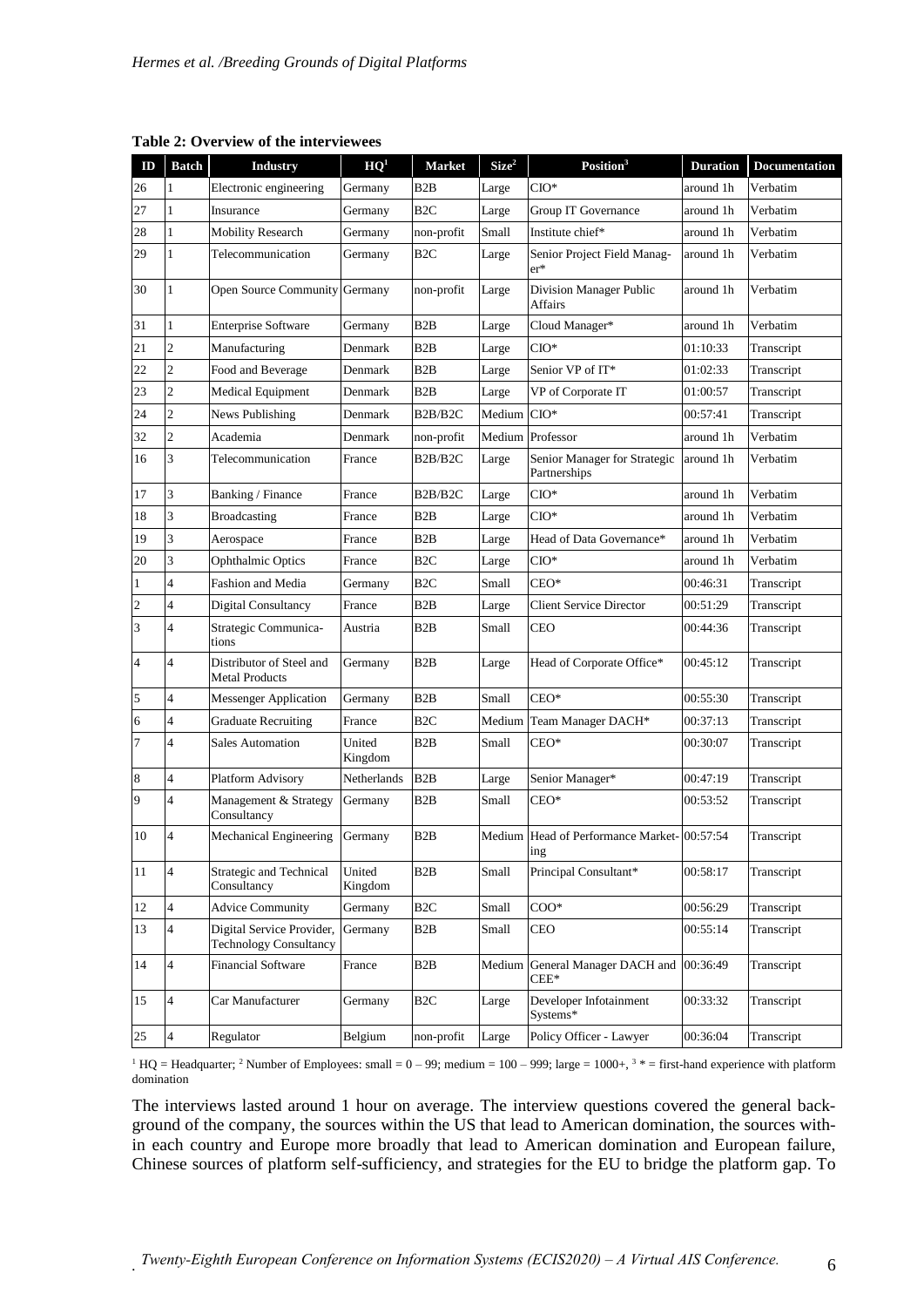**Table 2: Overview of the interviewees**

| ID | Batch | Industry | HQ[1] | Market | Size[2] | Position[3] | Duration | Documentation |
|---|---|---|---|---|---|---|---|---|
| 26 | 1 | Electronic engineering | Germany | B2B | Large | CIO* | around 1h | Verbatim |
| 27 | 1 | Insurance | Germany | B2C | Large | Group IT Governance | around 1h | Verbatim |
| 28 | 1 | Mobility Research | Germany | non-profit | Small | Institute chief* | around 1h | Verbatim |
| 29 | 1 | Telecommunication | Germany | B2C | Large | Senior Project Field Manager* | around 1h | Verbatim |
| 30 | 1 | Open Source Community | Germany | non-profit | Large | Division Manager Public Affairs | around 1h | Verbatim |
| 31 | 1 | Enterprise Software | Germany | B2B | Large | Cloud Manager* | around 1h | Verbatim |
| 21 | 2 | Manufacturing | Denmark | B2B | Large | CIO* | 01:10:33 | Transcript |
| 22 | 2 | Food and Beverage | Denmark | B2B | Large | Senior VP of IT* | 01:02:33 | Transcript |
| 23 | 2 | Medical Equipment | Denmark | B2B | Large | VP of Corporate IT | 01:00:57 | Transcript |
| 24 | 2 | News Publishing | Denmark | B2B/B2C | Medium | CIO* | 00:57:41 | Transcript |
| 32 | 2 | Academia | Denmark | non-profit | Medium | Professor | around 1h | Verbatim |
| 16 | 3 | Telecommunication | France | B2B/B2C | Large | Senior Manager for Strategic Partnerships | around 1h | Verbatim |
| 17 | 3 | Banking / Finance | France | B2B/B2C | Large | CIO* | around 1h | Verbatim |
| 18 | 3 | Broadcasting | France | B2B | Large | CIO* | around 1h | Verbatim |
| 19 | 3 | Aerospace | France | B2B | Large | Head of Data Governance* | around 1h | Verbatim |
| 20 | 3 | Ophthalmic Optics | France | B2C | Large | CIO* | around 1h | Verbatim |
| 1 | 4 | Fashion and Media | Germany | B2C | Small | CEO* | 00:46:31 | Transcript |
| 2 | 4 | Digital Consultancy | France | B2B | Large | Client Service Director | 00:51:29 | Transcript |
| 3 | 4 | Strategic Communications | Austria | B2B | Small | CEO | 00:44:36 | Transcript |
| 4 | 4 | Distributor of Steel and Metal Products | Germany | B2B | Large | Head of Corporate Office* | 00:45:12 | Transcript |
| 5 | 4 | Messenger Application | Germany | B2B | Small | CEO* | 00:55:30 | Transcript |
| 6 | 4 | Graduate Recruiting | France | B2C | Medium | Team Manager DACH* | 00:37:13 | Transcript |
| 7 | 4 | Sales Automation | United Kingdom | B2B | Small | CEO* | 00:30:07 | Transcript |
| 8 | 4 | Platform Advisory | Netherlands | B2B | Large | Senior Manager* | 00:47:19 | Transcript |
| 9 | 4 | Management & Strategy Consultancy | Germany | B2B | Small | CEO* | 00:53:52 | Transcript |
| 10 | 4 | Mechanical Engineering | Germany | B2B | Medium | Head of Performance Marketing | 00:57:54 | Transcript |
| 11 | 4 | Strategic and Technical Consultancy | United Kingdom | B2B | Small | Principal Consultant* | 00:58:17 | Transcript |
| 12 | 4 | Advice Community | Germany | B2C | Small | COO* | 00:56:29 | Transcript |
| 13 | 4 | Digital Service Provider, Technology Consultancy | Germany | B2B | Small | CEO | 00:55:14 | Transcript |
| 14 | 4 | Financial Software | France | B2B | Medium | General Manager DACH and CEE* | 00:36:49 | Transcript |
| 15 | 4 | Car Manufacturer | Germany | B2C | Large | Developer Infotainment Systems* | 00:33:32 | Transcript |
| 25 | 4 | Regulator | Belgium | non-profit | Large | Policy Officer - Lawyer | 00:36:04 | Transcript |

[1] HQ = Headquarter; [2] Number of Employees: small = 0 – 99; medium = 100 – 999; large = 1000+, [3] * = first-hand experience with platform domination

The interviews lasted around 1 hour on average. The interview questions covered the general background of the company, the sources within the US that lead to American domination, the sources within each country and Europe more broadly that lead to American domination and European failure, Chinese sources of platform self-sufficiency, and strategies for the EU to bridge the platform gap. To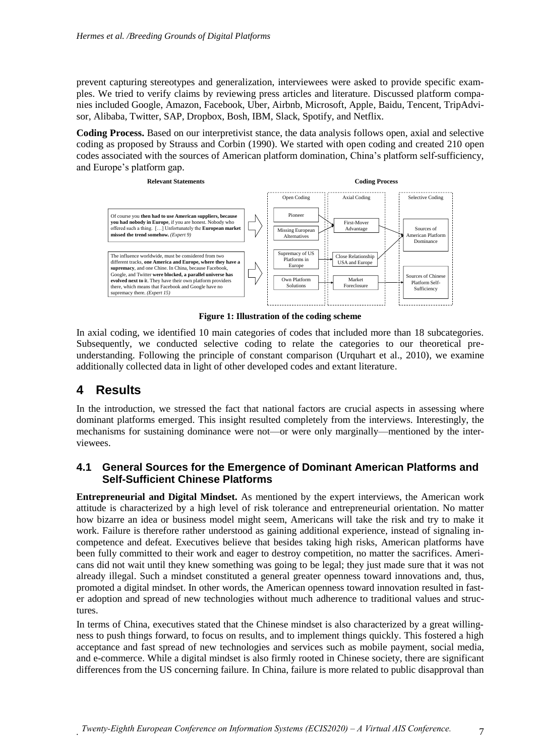prevent capturing stereotypes and generalization, interviewees were asked to provide specific examples. We tried to verify claims by reviewing press articles and literature. Discussed platform companies included Google, Amazon, Facebook, Uber, Airbnb, Microsoft, Apple, Baidu, Tencent, TripAdvisor, Alibaba, Twitter, SAP, Dropbox, Bosh, IBM, Slack, Spotify, and Netflix.

**Coding Process.** Based on our interpretivist stance, the data analysis follows open, axial and selective coding as proposed by Strauss and Corbin (1990). We started with open coding and created 210 open codes associated with the sources of American platform domination, China's platform self-sufficiency, and Europe's platform gap.

**Relevant Statements**

Of course you **then had to use American suppliers, because you had nobody in Europe**, if you are honest. Nobody who offered such a thing. […] Unfortunately the **European market missed the trend somehow.** *(Expert 9)*

The influence worldwide, must be considered from two different tracks, **one America and Europe, where they have a supremacy**, and one Chine. In China, because Facebook, Google, and Twitter **were blocked, a parallel universe has evolved next to i**t. They have their own platform providers there, which means that Facebook and Google have no supremacy there. *(Expert 15)*

**Coding Process**

| Open Coding | Axial Coding | Selective Coding |
| --- | --- | --- |
| Pioneer; Missing European Alternatives | First-Mover Advantage | Sources of American Platform Dominance |
| Supremacy of US Platforms in Europe | Close Relationship USA and Europe | Sources of American Platform Dominance |
| Own Platform Solutions | Market Foreclosure | Sources of Chinese Platform Self-Sufficiency |

**Figure 1: Illustration of the coding scheme**

In axial coding, we identified 10 main categories of codes that included more than 18 subcategories. Subsequently, we conducted selective coding to relate the categories to our theoretical preunderstanding. Following the principle of constant comparison (Urquhart et al., 2010), we examine additionally collected data in light of other developed codes and extant literature.

# 4 Results

In the introduction, we stressed the fact that national factors are crucial aspects in assessing where dominant platforms emerged. This insight resulted completely from the interviews. Interestingly, the mechanisms for sustaining dominance were not—or were only marginally—mentioned by the interviewees.

## 4.1 General Sources for the Emergence of Dominant American Platforms and Self-Sufficient Chinese Platforms

**Entrepreneurial and Digital Mindset.** As mentioned by the expert interviews, the American work attitude is characterized by a high level of risk tolerance and entrepreneurial orientation. No matter how bizarre an idea or business model might seem, Americans will take the risk and try to make it work. Failure is therefore rather understood as gaining additional experience, instead of signaling incompetence and defeat. Executives believe that besides taking high risks, American platforms have been fully committed to their work and eager to destroy competition, no matter the sacrifices. Americans did not wait until they knew something was going to be legal; they just made sure that it was not already illegal. Such a mindset constituted a general greater openness toward innovations and, thus, promoted a digital mindset. In other words, the American openness toward innovation resulted in faster adoption and spread of new technologies without much adherence to traditional values and structures.

In terms of China, executives stated that the Chinese mindset is also characterized by a great willingness to push things forward, to focus on results, and to implement things quickly. This fostered a high acceptance and fast spread of new technologies and services such as mobile payment, social media, and e-commerce. While a digital mindset is also firmly rooted in Chinese society, there are significant differences from the US concerning failure. In China, failure is more related to public disapproval than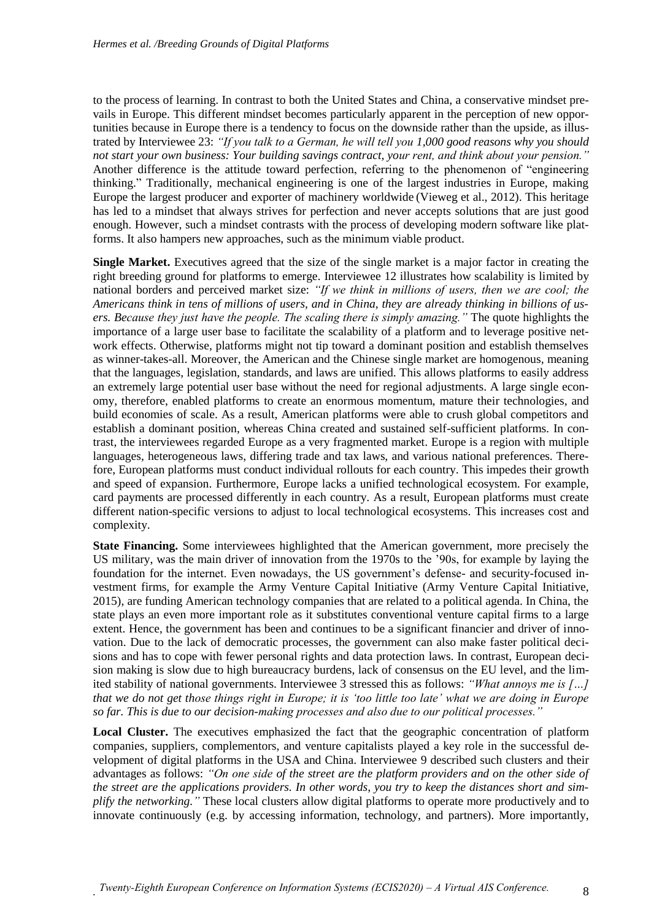to the process of learning. In contrast to both the United States and China, a conservative mindset prevails in Europe. This different mindset becomes particularly apparent in the perception of new opportunities because in Europe there is a tendency to focus on the downside rather than the upside, as illustrated by Interviewee 23: *"If you talk to a German, he will tell you 1,000 good reasons why you should not start your own business: Your building savings contract, your rent, and think about your pension."* Another difference is the attitude toward perfection, referring to the phenomenon of "engineering thinking." Traditionally, mechanical engineering is one of the largest industries in Europe, making Europe the largest producer and exporter of machinery worldwide (Vieweg et al., 2012). This heritage has led to a mindset that always strives for perfection and never accepts solutions that are just good enough. However, such a mindset contrasts with the process of developing modern software like platforms. It also hampers new approaches, such as the minimum viable product.

**Single Market.** Executives agreed that the size of the single market is a major factor in creating the right breeding ground for platforms to emerge. Interviewee 12 illustrates how scalability is limited by national borders and perceived market size: *"If we think in millions of users, then we are cool; the Americans think in tens of millions of users, and in China, they are already thinking in billions of users. Because they just have the people. The scaling there is simply amazing."* The quote highlights the importance of a large user base to facilitate the scalability of a platform and to leverage positive network effects. Otherwise, platforms might not tip toward a dominant position and establish themselves as winner-takes-all. Moreover, the American and the Chinese single market are homogenous, meaning that the languages, legislation, standards, and laws are unified. This allows platforms to easily address an extremely large potential user base without the need for regional adjustments. A large single economy, therefore, enabled platforms to create an enormous momentum, mature their technologies, and build economies of scale. As a result, American platforms were able to crush global competitors and establish a dominant position, whereas China created and sustained self-sufficient platforms. In contrast, the interviewees regarded Europe as a very fragmented market. Europe is a region with multiple languages, heterogeneous laws, differing trade and tax laws, and various national preferences. Therefore, European platforms must conduct individual rollouts for each country. This impedes their growth and speed of expansion. Furthermore, Europe lacks a unified technological ecosystem. For example, card payments are processed differently in each country. As a result, European platforms must create different nation-specific versions to adjust to local technological ecosystems. This increases cost and complexity.

**State Financing.** Some interviewees highlighted that the American government, more precisely the US military, was the main driver of innovation from the 1970s to the '90s, for example by laying the foundation for the internet. Even nowadays, the US government's defense- and security-focused investment firms, for example the Army Venture Capital Initiative (Army Venture Capital Initiative, 2015), are funding American technology companies that are related to a political agenda. In China, the state plays an even more important role as it substitutes conventional venture capital firms to a large extent. Hence, the government has been and continues to be a significant financier and driver of innovation. Due to the lack of democratic processes, the government can also make faster political decisions and has to cope with fewer personal rights and data protection laws. In contrast, European decision making is slow due to high bureaucracy burdens, lack of consensus on the EU level, and the limited stability of national governments. Interviewee 3 stressed this as follows: *"What annoys me is […] that we do not get those things right in Europe; it is 'too little too late' what we are doing in Europe so far. This is due to our decision-making processes and also due to our political processes."*

**Local Cluster.** The executives emphasized the fact that the geographic concentration of platform companies, suppliers, complementors, and venture capitalists played a key role in the successful development of digital platforms in the USA and China. Interviewee 9 described such clusters and their advantages as follows: *"On one side of the street are the platform providers and on the other side of the street are the applications providers. In other words, you try to keep the distances short and simplify the networking."* These local clusters allow digital platforms to operate more productively and to innovate continuously (e.g. by accessing information, technology, and partners). More importantly,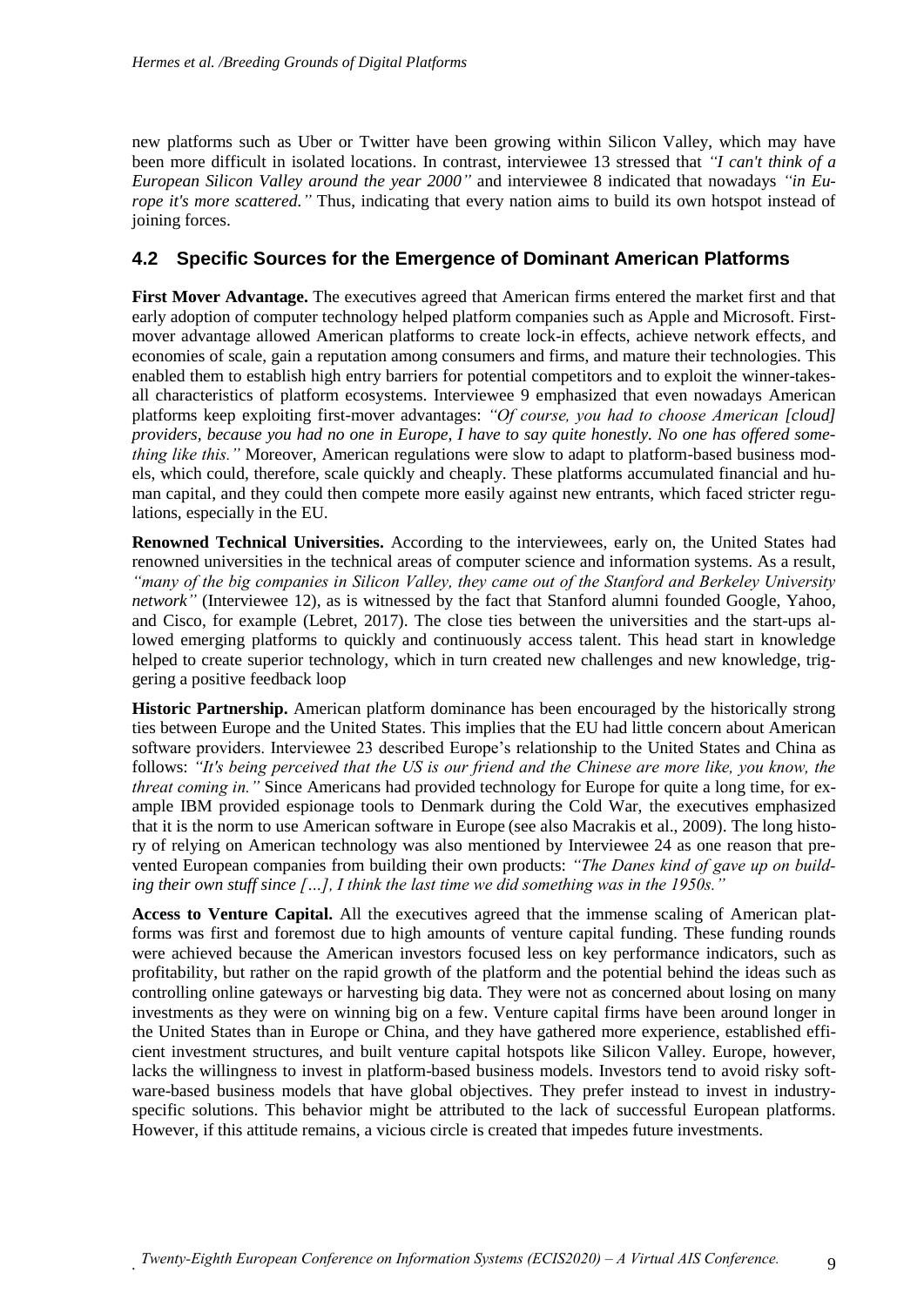new platforms such as Uber or Twitter have been growing within Silicon Valley, which may have been more difficult in isolated locations. In contrast, interviewee 13 stressed that *"I can't think of a European Silicon Valley around the year 2000"* and interviewee 8 indicated that nowadays *"in Europe it's more scattered."* Thus, indicating that every nation aims to build its own hotspot instead of joining forces.

## 4.2 Specific Sources for the Emergence of Dominant American Platforms

**First Mover Advantage.** The executives agreed that American firms entered the market first and that early adoption of computer technology helped platform companies such as Apple and Microsoft. First-mover advantage allowed American platforms to create lock-in effects, achieve network effects, and economies of scale, gain a reputation among consumers and firms, and mature their technologies. This enabled them to establish high entry barriers for potential competitors and to exploit the winner-takes-all characteristics of platform ecosystems. Interviewee 9 emphasized that even nowadays American platforms keep exploiting first-mover advantages: *"Of course, you had to choose American [cloud] providers, because you had no one in Europe, I have to say quite honestly. No one has offered something like this."* Moreover, American regulations were slow to adapt to platform-based business models, which could, therefore, scale quickly and cheaply. These platforms accumulated financial and human capital, and they could then compete more easily against new entrants, which faced stricter regulations, especially in the EU.

**Renowned Technical Universities.** According to the interviewees, early on, the United States had renowned universities in the technical areas of computer science and information systems. As a result, *"many of the big companies in Silicon Valley, they came out of the Stanford and Berkeley University network"* (Interviewee 12), as is witnessed by the fact that Stanford alumni founded Google, Yahoo, and Cisco, for example (Lebret, 2017). The close ties between the universities and the start-ups allowed emerging platforms to quickly and continuously access talent. This head start in knowledge helped to create superior technology, which in turn created new challenges and new knowledge, triggering a positive feedback loop

**Historic Partnership.** American platform dominance has been encouraged by the historically strong ties between Europe and the United States. This implies that the EU had little concern about American software providers. Interviewee 23 described Europe's relationship to the United States and China as follows: *"It's being perceived that the US is our friend and the Chinese are more like, you know, the threat coming in."* Since Americans had provided technology for Europe for quite a long time, for example IBM provided espionage tools to Denmark during the Cold War, the executives emphasized that it is the norm to use American software in Europe (see also Macrakis et al., 2009). The long history of relying on American technology was also mentioned by Interviewee 24 as one reason that prevented European companies from building their own products: *"The Danes kind of gave up on building their own stuff since […], I think the last time we did something was in the 1950s."*

**Access to Venture Capital.** All the executives agreed that the immense scaling of American platforms was first and foremost due to high amounts of venture capital funding. These funding rounds were achieved because the American investors focused less on key performance indicators, such as profitability, but rather on the rapid growth of the platform and the potential behind the ideas such as controlling online gateways or harvesting big data. They were not as concerned about losing on many investments as they were on winning big on a few. Venture capital firms have been around longer in the United States than in Europe or China, and they have gathered more experience, established efficient investment structures, and built venture capital hotspots like Silicon Valley. Europe, however, lacks the willingness to invest in platform-based business models. Investors tend to avoid risky software-based business models that have global objectives. They prefer instead to invest in industry-specific solutions. This behavior might be attributed to the lack of successful European platforms. However, if this attitude remains, a vicious circle is created that impedes future investments.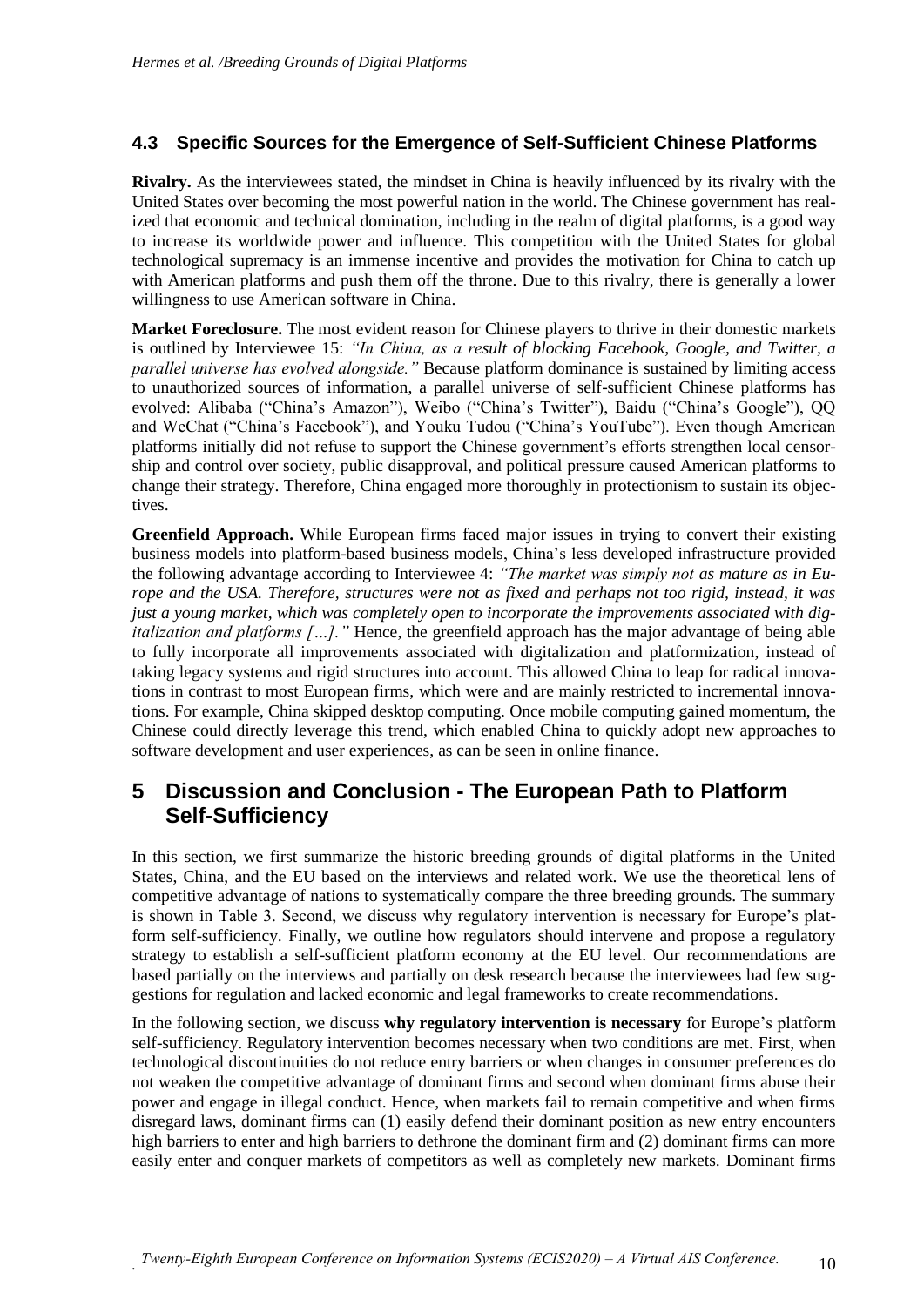### 4.3 Specific Sources for the Emergence of Self-Sufficient Chinese Platforms

**Rivalry.** As the interviewees stated, the mindset in China is heavily influenced by its rivalry with the United States over becoming the most powerful nation in the world. The Chinese government has realized that economic and technical domination, including in the realm of digital platforms, is a good way to increase its worldwide power and influence. This competition with the United States for global technological supremacy is an immense incentive and provides the motivation for China to catch up with American platforms and push them off the throne. Due to this rivalry, there is generally a lower willingness to use American software in China.

**Market Foreclosure.** The most evident reason for Chinese players to thrive in their domestic markets is outlined by Interviewee 15: *"In China, as a result of blocking Facebook, Google, and Twitter, a parallel universe has evolved alongside."* Because platform dominance is sustained by limiting access to unauthorized sources of information, a parallel universe of self-sufficient Chinese platforms has evolved: Alibaba ("China's Amazon"), Weibo ("China's Twitter"), Baidu ("China's Google"), QQ and WeChat ("China's Facebook"), and Youku Tudou ("China's YouTube"). Even though American platforms initially did not refuse to support the Chinese government's efforts strengthen local censorship and control over society, public disapproval, and political pressure caused American platforms to change their strategy. Therefore, China engaged more thoroughly in protectionism to sustain its objectives.

**Greenfield Approach.** While European firms faced major issues in trying to convert their existing business models into platform-based business models, China's less developed infrastructure provided the following advantage according to Interviewee 4: *"The market was simply not as mature as in Europe and the USA. Therefore, structures were not as fixed and perhaps not too rigid, instead, it was just a young market, which was completely open to incorporate the improvements associated with digitalization and platforms […]."* Hence, the greenfield approach has the major advantage of being able to fully incorporate all improvements associated with digitalization and platformization, instead of taking legacy systems and rigid structures into account. This allowed China to leap for radical innovations in contrast to most European firms, which were and are mainly restricted to incremental innovations. For example, China skipped desktop computing. Once mobile computing gained momentum, the Chinese could directly leverage this trend, which enabled China to quickly adopt new approaches to software development and user experiences, as can be seen in online finance.

## 5 Discussion and Conclusion - The European Path to Platform Self-Sufficiency

In this section, we first summarize the historic breeding grounds of digital platforms in the United States, China, and the EU based on the interviews and related work. We use the theoretical lens of competitive advantage of nations to systematically compare the three breeding grounds. The summary is shown in Table 3. Second, we discuss why regulatory intervention is necessary for Europe's platform self-sufficiency. Finally, we outline how regulators should intervene and propose a regulatory strategy to establish a self-sufficient platform economy at the EU level. Our recommendations are based partially on the interviews and partially on desk research because the interviewees had few suggestions for regulation and lacked economic and legal frameworks to create recommendations.

In the following section, we discuss **why regulatory intervention is necessary** for Europe's platform self-sufficiency. Regulatory intervention becomes necessary when two conditions are met. First, when technological discontinuities do not reduce entry barriers or when changes in consumer preferences do not weaken the competitive advantage of dominant firms and second when dominant firms abuse their power and engage in illegal conduct. Hence, when markets fail to remain competitive and when firms disregard laws, dominant firms can (1) easily defend their dominant position as new entry encounters high barriers to enter and high barriers to dethrone the dominant firm and (2) dominant firms can more easily enter and conquer markets of competitors as well as completely new markets. Dominant firms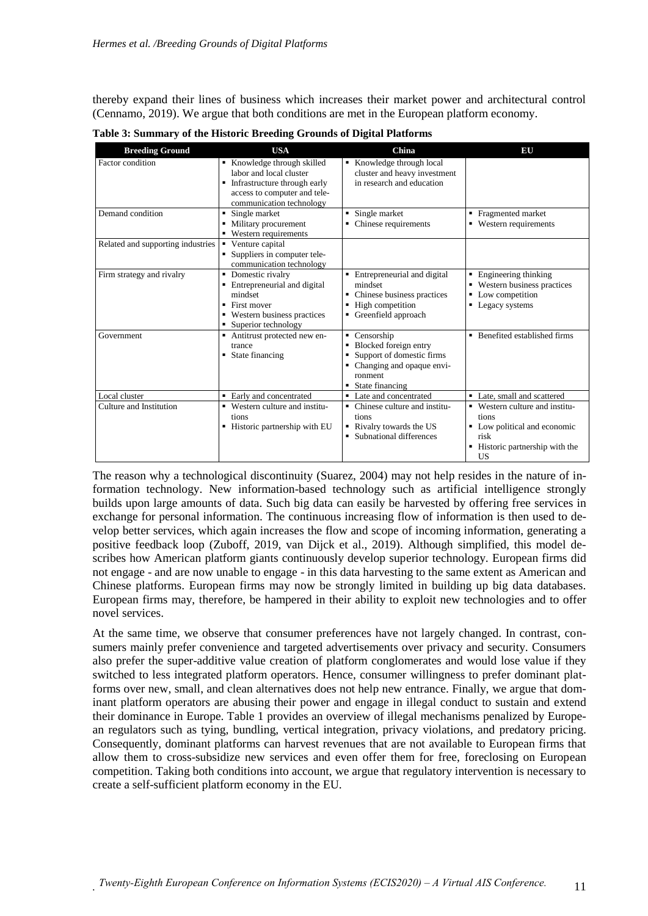thereby expand their lines of business which increases their market power and architectural control (Cennamo, 2019). We argue that both conditions are met in the European platform economy.

**Table 3: Summary of the Historic Breeding Grounds of Digital Platforms**

| Breeding Ground | USA | China | EU |
|---|---|---|---|
| Factor condition | ▪ Knowledge through skilled labor and local cluster<br>▪ Infrastructure through early access to computer and tele-communication technology | ▪ Knowledge through local cluster and heavy investment in research and education | |
| Demand condition | ▪ Single market<br>▪ Military procurement<br>▪ Western requirements | ▪ Single market<br>▪ Chinese requirements | ▪ Fragmented market<br>▪ Western requirements |
| Related and supporting industries | ▪ Venture capital<br>▪ Suppliers in computer tele-communication technology | | |
| Firm strategy and rivalry | ▪ Domestic rivalry<br>▪ Entrepreneurial and digital mindset<br>▪ First mover<br>▪ Western business practices<br>▪ Superior technology | ▪ Entrepreneurial and digital mindset<br>▪ Chinese business practices<br>▪ High competition<br>▪ Greenfield approach | ▪ Engineering thinking<br>▪ Western business practices<br>▪ Low competition<br>▪ Legacy systems |
| Government | ▪ Antitrust protected new en-trance<br>▪ State financing | ▪ Censorship<br>▪ Blocked foreign entry<br>▪ Support of domestic firms<br>▪ Changing and opaque envi-ronment<br>▪ State financing | ▪ Benefited established firms |
| Local cluster | ▪ Early and concentrated | ▪ Late and concentrated | ▪ Late, small and scattered |
| Culture and Institution | ▪ Western culture and institu-tions<br>▪ Historic partnership with EU | ▪ Chinese culture and institu-tions<br>▪ Rivalry towards the US<br>▪ Subnational differences | ▪ Western culture and institu-tions<br>▪ Low political and economic risk<br>▪ Historic partnership with the US |

The reason why a technological discontinuity (Suarez, 2004) may not help resides in the nature of information technology. New information-based technology such as artificial intelligence strongly builds upon large amounts of data. Such big data can easily be harvested by offering free services in exchange for personal information. The continuous increasing flow of information is then used to develop better services, which again increases the flow and scope of incoming information, generating a positive feedback loop (Zuboff, 2019, van Dijck et al., 2019). Although simplified, this model describes how American platform giants continuously develop superior technology. European firms did not engage - and are now unable to engage - in this data harvesting to the same extent as American and Chinese platforms. European firms may now be strongly limited in building up big data databases. European firms may, therefore, be hampered in their ability to exploit new technologies and to offer novel services.

At the same time, we observe that consumer preferences have not largely changed. In contrast, consumers mainly prefer convenience and targeted advertisements over privacy and security. Consumers also prefer the super-additive value creation of platform conglomerates and would lose value if they switched to less integrated platform operators. Hence, consumer willingness to prefer dominant platforms over new, small, and clean alternatives does not help new entrance. Finally, we argue that dominant platform operators are abusing their power and engage in illegal conduct to sustain and extend their dominance in Europe. Table 1 provides an overview of illegal mechanisms penalized by European regulators such as tying, bundling, vertical integration, privacy violations, and predatory pricing. Consequently, dominant platforms can harvest revenues that are not available to European firms that allow them to cross-subsidize new services and even offer them for free, foreclosing on European competition. Taking both conditions into account, we argue that regulatory intervention is necessary to create a self-sufficient platform economy in the EU.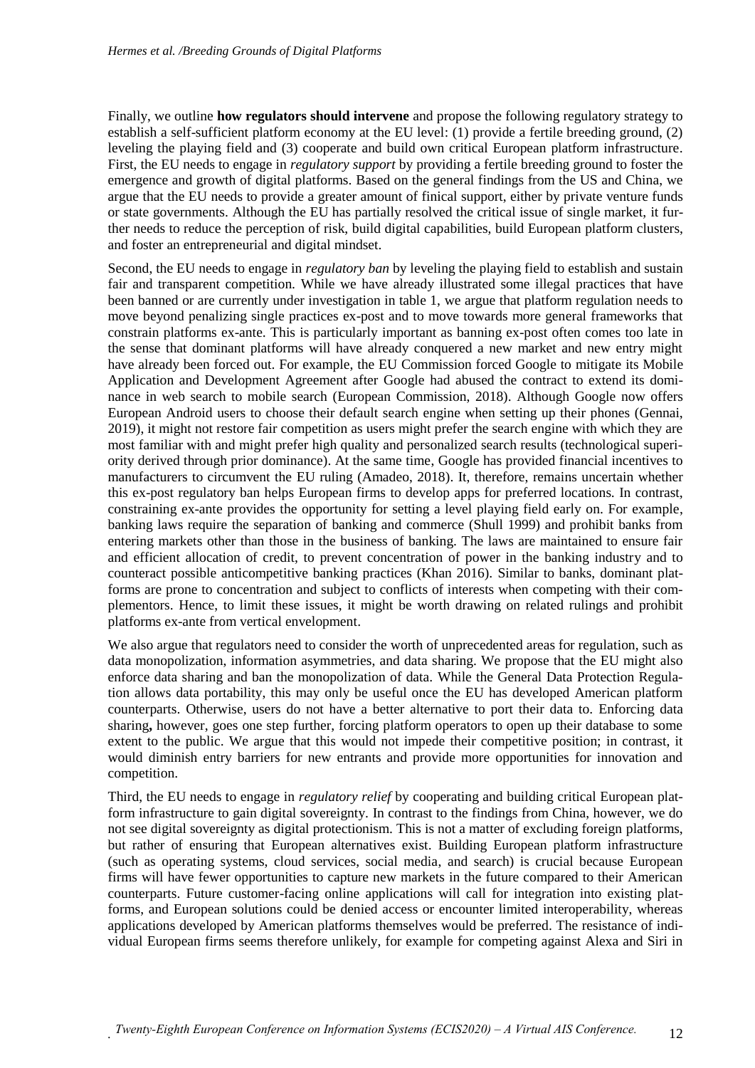Finally, we outline **how regulators should intervene** and propose the following regulatory strategy to establish a self-sufficient platform economy at the EU level: (1) provide a fertile breeding ground, (2) leveling the playing field and (3) cooperate and build own critical European platform infrastructure. First, the EU needs to engage in *regulatory support* by providing a fertile breeding ground to foster the emergence and growth of digital platforms. Based on the general findings from the US and China, we argue that the EU needs to provide a greater amount of finical support, either by private venture funds or state governments. Although the EU has partially resolved the critical issue of single market, it further needs to reduce the perception of risk, build digital capabilities, build European platform clusters, and foster an entrepreneurial and digital mindset.

Second, the EU needs to engage in *regulatory ban* by leveling the playing field to establish and sustain fair and transparent competition. While we have already illustrated some illegal practices that have been banned or are currently under investigation in table 1, we argue that platform regulation needs to move beyond penalizing single practices ex-post and to move towards more general frameworks that constrain platforms ex-ante. This is particularly important as banning ex-post often comes too late in the sense that dominant platforms will have already conquered a new market and new entry might have already been forced out. For example, the EU Commission forced Google to mitigate its Mobile Application and Development Agreement after Google had abused the contract to extend its dominance in web search to mobile search (European Commission, 2018). Although Google now offers European Android users to choose their default search engine when setting up their phones (Gennai, 2019), it might not restore fair competition as users might prefer the search engine with which they are most familiar with and might prefer high quality and personalized search results (technological superiority derived through prior dominance). At the same time, Google has provided financial incentives to manufacturers to circumvent the EU ruling (Amadeo, 2018). It, therefore, remains uncertain whether this ex-post regulatory ban helps European firms to develop apps for preferred locations. In contrast, constraining ex-ante provides the opportunity for setting a level playing field early on. For example, banking laws require the separation of banking and commerce (Shull 1999) and prohibit banks from entering markets other than those in the business of banking. The laws are maintained to ensure fair and efficient allocation of credit, to prevent concentration of power in the banking industry and to counteract possible anticompetitive banking practices (Khan 2016). Similar to banks, dominant platforms are prone to concentration and subject to conflicts of interests when competing with their complementors. Hence, to limit these issues, it might be worth drawing on related rulings and prohibit platforms ex-ante from vertical envelopment.

We also argue that regulators need to consider the worth of unprecedented areas for regulation, such as data monopolization, information asymmetries, and data sharing. We propose that the EU might also enforce data sharing and ban the monopolization of data. While the General Data Protection Regulation allows data portability, this may only be useful once the EU has developed American platform counterparts. Otherwise, users do not have a better alternative to port their data to. Enforcing data sharing**,** however, goes one step further, forcing platform operators to open up their database to some extent to the public. We argue that this would not impede their competitive position; in contrast, it would diminish entry barriers for new entrants and provide more opportunities for innovation and competition.

Third, the EU needs to engage in *regulatory relief* by cooperating and building critical European platform infrastructure to gain digital sovereignty. In contrast to the findings from China, however, we do not see digital sovereignty as digital protectionism. This is not a matter of excluding foreign platforms, but rather of ensuring that European alternatives exist. Building European platform infrastructure (such as operating systems, cloud services, social media, and search) is crucial because European firms will have fewer opportunities to capture new markets in the future compared to their American counterparts. Future customer-facing online applications will call for integration into existing platforms, and European solutions could be denied access or encounter limited interoperability, whereas applications developed by American platforms themselves would be preferred. The resistance of individual European firms seems therefore unlikely, for example for competing against Alexa and Siri in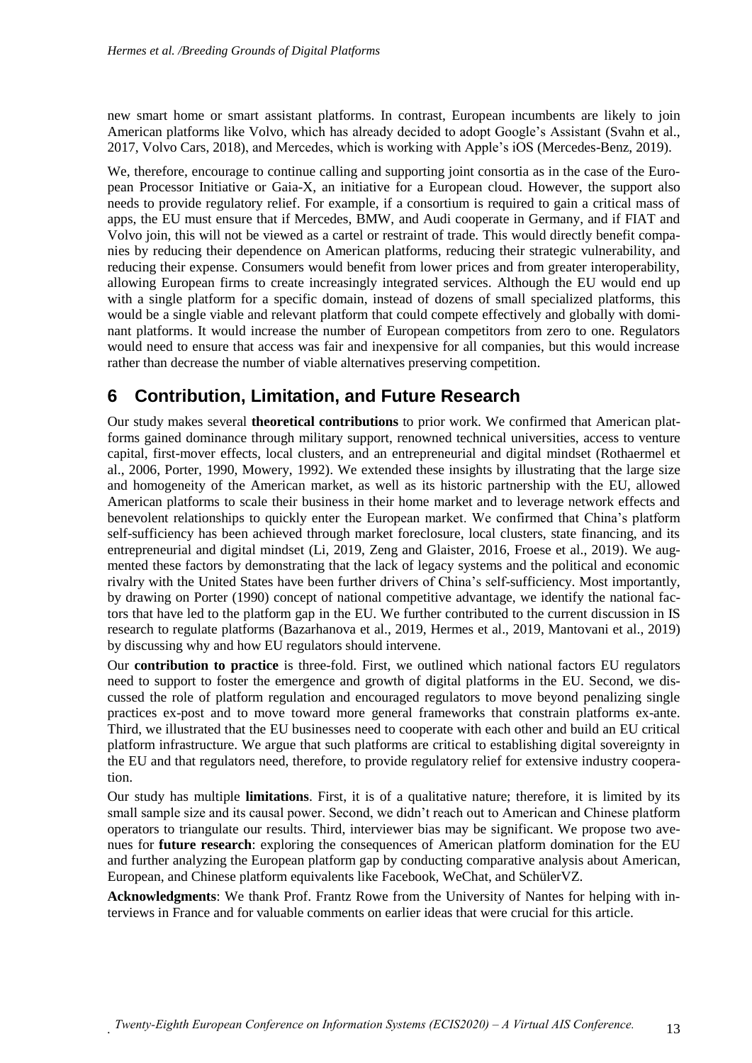new smart home or smart assistant platforms. In contrast, European incumbents are likely to join American platforms like Volvo, which has already decided to adopt Google's Assistant (Svahn et al., 2017, Volvo Cars, 2018), and Mercedes, which is working with Apple's iOS (Mercedes-Benz, 2019).

We, therefore, encourage to continue calling and supporting joint consortia as in the case of the European Processor Initiative or Gaia-X, an initiative for a European cloud. However, the support also needs to provide regulatory relief. For example, if a consortium is required to gain a critical mass of apps, the EU must ensure that if Mercedes, BMW, and Audi cooperate in Germany, and if FIAT and Volvo join, this will not be viewed as a cartel or restraint of trade. This would directly benefit companies by reducing their dependence on American platforms, reducing their strategic vulnerability, and reducing their expense. Consumers would benefit from lower prices and from greater interoperability, allowing European firms to create increasingly integrated services. Although the EU would end up with a single platform for a specific domain, instead of dozens of small specialized platforms, this would be a single viable and relevant platform that could compete effectively and globally with dominant platforms. It would increase the number of European competitors from zero to one. Regulators would need to ensure that access was fair and inexpensive for all companies, but this would increase rather than decrease the number of viable alternatives preserving competition.

## 6 Contribution, Limitation, and Future Research

Our study makes several **theoretical contributions** to prior work. We confirmed that American platforms gained dominance through military support, renowned technical universities, access to venture capital, first-mover effects, local clusters, and an entrepreneurial and digital mindset (Rothaermel et al., 2006, Porter, 1990, Mowery, 1992). We extended these insights by illustrating that the large size and homogeneity of the American market, as well as its historic partnership with the EU, allowed American platforms to scale their business in their home market and to leverage network effects and benevolent relationships to quickly enter the European market. We confirmed that China's platform self-sufficiency has been achieved through market foreclosure, local clusters, state financing, and its entrepreneurial and digital mindset (Li, 2019, Zeng and Glaister, 2016, Froese et al., 2019). We augmented these factors by demonstrating that the lack of legacy systems and the political and economic rivalry with the United States have been further drivers of China's self-sufficiency. Most importantly, by drawing on Porter (1990) concept of national competitive advantage, we identify the national factors that have led to the platform gap in the EU. We further contributed to the current discussion in IS research to regulate platforms (Bazarhanova et al., 2019, Hermes et al., 2019, Mantovani et al., 2019) by discussing why and how EU regulators should intervene.

Our **contribution to practice** is three-fold. First, we outlined which national factors EU regulators need to support to foster the emergence and growth of digital platforms in the EU. Second, we discussed the role of platform regulation and encouraged regulators to move beyond penalizing single practices ex-post and to move toward more general frameworks that constrain platforms ex-ante. Third, we illustrated that the EU businesses need to cooperate with each other and build an EU critical platform infrastructure. We argue that such platforms are critical to establishing digital sovereignty in the EU and that regulators need, therefore, to provide regulatory relief for extensive industry cooperation.

Our study has multiple **limitations**. First, it is of a qualitative nature; therefore, it is limited by its small sample size and its causal power. Second, we didn't reach out to American and Chinese platform operators to triangulate our results. Third, interviewer bias may be significant. We propose two avenues for **future research**: exploring the consequences of American platform domination for the EU and further analyzing the European platform gap by conducting comparative analysis about American, European, and Chinese platform equivalents like Facebook, WeChat, and SchülerVZ.

**Acknowledgments**: We thank Prof. Frantz Rowe from the University of Nantes for helping with interviews in France and for valuable comments on earlier ideas that were crucial for this article.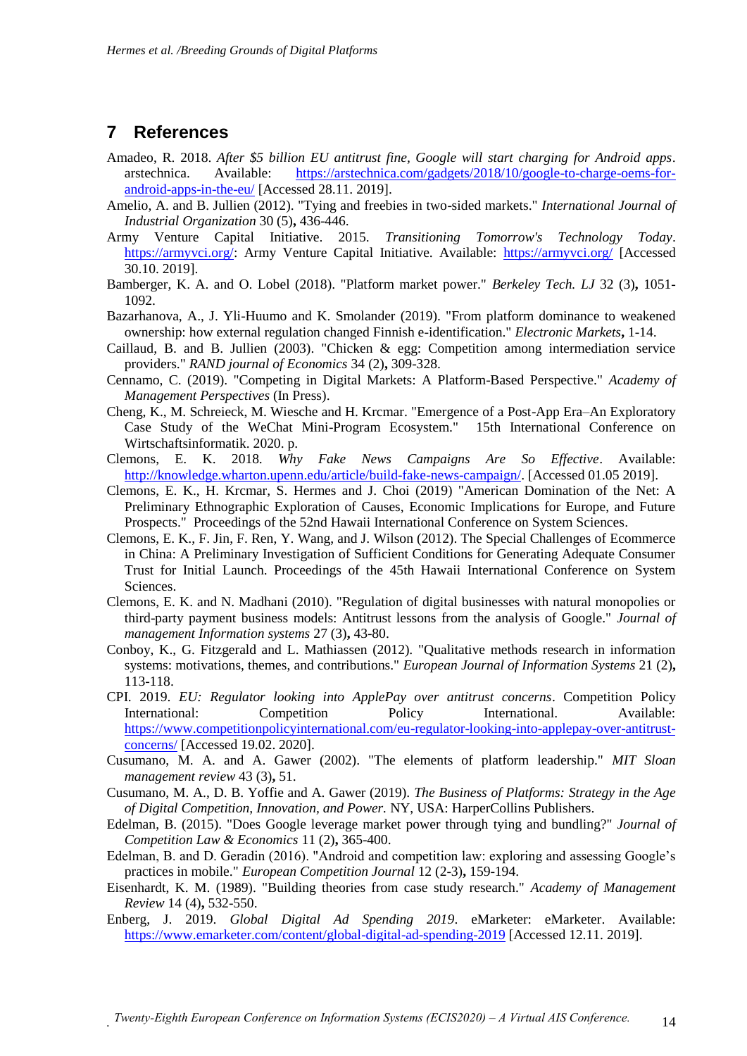## 7 References

Amadeo, R. 2018. *After $5 billion EU antitrust fine, Google will start charging for Android apps*. arstechnica. Available: https://arstechnica.com/gadgets/2018/10/google-to-charge-oems-for-android-apps-in-the-eu/ [Accessed 28.11. 2019].

Amelio, A. and B. Jullien (2012). "Tying and freebies in two-sided markets." *International Journal of Industrial Organization* 30 (5)**,** 436-446.

Army Venture Capital Initiative. 2015. *Transitioning Tomorrow's Technology Today*. https://armyvci.org/: Army Venture Capital Initiative. Available: https://armyvci.org/ [Accessed 30.10. 2019].

Bamberger, K. A. and O. Lobel (2018). "Platform market power." *Berkeley Tech. LJ* 32 (3)**,** 1051-1092.

Bazarhanova, A., J. Yli-Huumo and K. Smolander (2019). "From platform dominance to weakened ownership: how external regulation changed Finnish e-identification." *Electronic Markets***,** 1-14.

Caillaud, B. and B. Jullien (2003). "Chicken & egg: Competition among intermediation service providers." *RAND journal of Economics* 34 (2)**,** 309-328.

Cennamo, C. (2019). "Competing in Digital Markets: A Platform-Based Perspective." *Academy of Management Perspectives* (In Press).

Cheng, K., M. Schreieck, M. Wiesche and H. Krcmar. "Emergence of a Post-App Era–An Exploratory Case Study of the WeChat Mini-Program Ecosystem." 15th International Conference on Wirtschaftsinformatik. 2020. p.

Clemons, E. K. 2018. *Why Fake News Campaigns Are So Effective*. Available: http://knowledge.wharton.upenn.edu/article/build-fake-news-campaign/. [Accessed 01.05 2019].

Clemons, E. K., H. Krcmar, S. Hermes and J. Choi (2019) "American Domination of the Net: A Preliminary Ethnographic Exploration of Causes, Economic Implications for Europe, and Future Prospects." Proceedings of the 52nd Hawaii International Conference on System Sciences.

Clemons, E. K., F. Jin, F. Ren, Y. Wang, and J. Wilson (2012). The Special Challenges of Ecommerce in China: A Preliminary Investigation of Sufficient Conditions for Generating Adequate Consumer Trust for Initial Launch. Proceedings of the 45th Hawaii International Conference on System Sciences.

Clemons, E. K. and N. Madhani (2010). "Regulation of digital businesses with natural monopolies or third-party payment business models: Antitrust lessons from the analysis of Google." *Journal of management Information systems* 27 (3)**,** 43-80.

Conboy, K., G. Fitzgerald and L. Mathiassen (2012). "Qualitative methods research in information systems: motivations, themes, and contributions." *European Journal of Information Systems* 21 (2)**,** 113-118.

CPI. 2019. *EU: Regulator looking into ApplePay over antitrust concerns*. Competition Policy International: Competition Policy International. Available: https://www.competitionpolicyinternational.com/eu-regulator-looking-into-applepay-over-antitrust-concerns/ [Accessed 19.02. 2020].

Cusumano, M. A. and A. Gawer (2002). "The elements of platform leadership." *MIT Sloan management review* 43 (3)**,** 51.

Cusumano, M. A., D. B. Yoffie and A. Gawer (2019). *The Business of Platforms: Strategy in the Age of Digital Competition, Innovation, and Power.* NY, USA: HarperCollins Publishers.

Edelman, B. (2015). "Does Google leverage market power through tying and bundling?" *Journal of Competition Law & Economics* 11 (2)**,** 365-400.

Edelman, B. and D. Geradin (2016). "Android and competition law: exploring and assessing Google's practices in mobile." *European Competition Journal* 12 (2-3)**,** 159-194.

Eisenhardt, K. M. (1989). "Building theories from case study research." *Academy of Management Review* 14 (4)**,** 532-550.

Enberg, J. 2019. *Global Digital Ad Spending 2019*. eMarketer: eMarketer. Available: https://www.emarketer.com/content/global-digital-ad-spending-2019 [Accessed 12.11. 2019].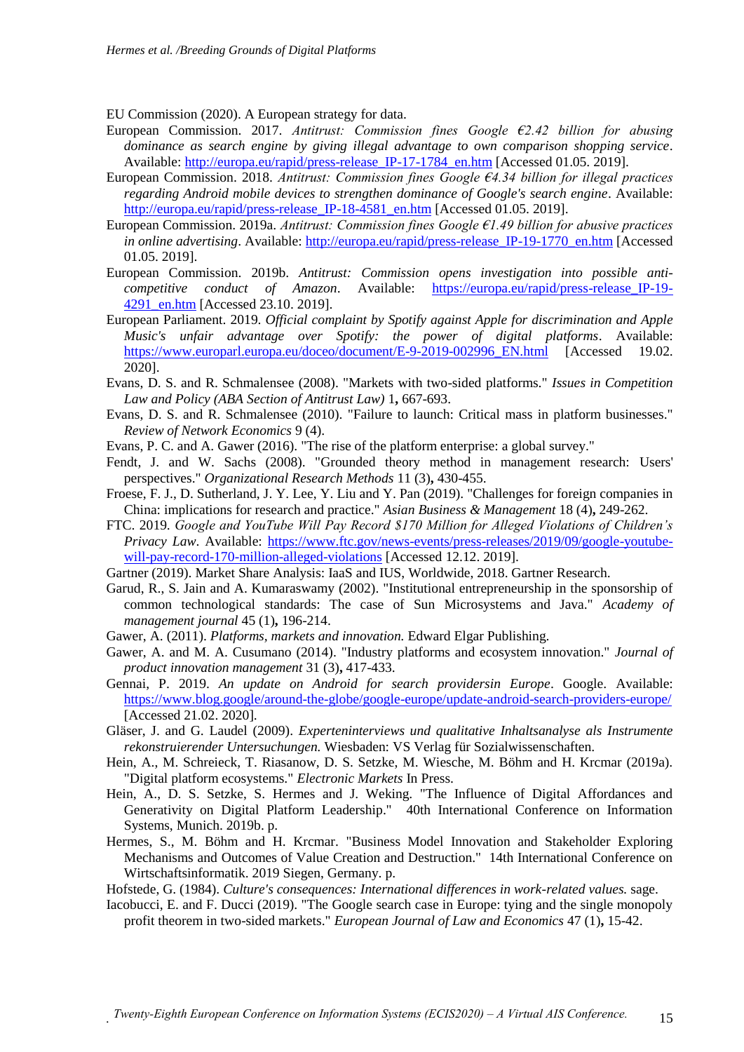EU Commission (2020). A European strategy for data.

European Commission. 2017. *Antitrust: Commission fines Google €2.42 billion for abusing dominance as search engine by giving illegal advantage to own comparison shopping service*. Available: http://europa.eu/rapid/press-release_IP-17-1784_en.htm [Accessed 01.05. 2019].

European Commission. 2018. *Antitrust: Commission fines Google €4.34 billion for illegal practices regarding Android mobile devices to strengthen dominance of Google's search engine*. Available: http://europa.eu/rapid/press-release_IP-18-4581_en.htm [Accessed 01.05. 2019].

European Commission. 2019a. *Antitrust: Commission fines Google €1.49 billion for abusive practices in online advertising*. Available: http://europa.eu/rapid/press-release_IP-19-1770_en.htm [Accessed 01.05. 2019].

European Commission. 2019b. *Antitrust: Commission opens investigation into possible anti-competitive conduct of Amazon*. Available: https://europa.eu/rapid/press-release_IP-19-4291_en.htm [Accessed 23.10. 2019].

European Parliament. 2019. *Official complaint by Spotify against Apple for discrimination and Apple Music's unfair advantage over Spotify: the power of digital platforms*. Available: https://www.europarl.europa.eu/doceo/document/E-9-2019-002996_EN.html [Accessed 19.02. 2020].

Evans, D. S. and R. Schmalensee (2008). "Markets with two-sided platforms." *Issues in Competition Law and Policy (ABA Section of Antitrust Law)* 1**,** 667-693.

Evans, D. S. and R. Schmalensee (2010). "Failure to launch: Critical mass in platform businesses." *Review of Network Economics* 9 (4).

Evans, P. C. and A. Gawer (2016). "The rise of the platform enterprise: a global survey."

Fendt, J. and W. Sachs (2008). "Grounded theory method in management research: Users' perspectives." *Organizational Research Methods* 11 (3)**,** 430-455.

Froese, F. J., D. Sutherland, J. Y. Lee, Y. Liu and Y. Pan (2019). "Challenges for foreign companies in China: implications for research and practice." *Asian Business & Management* 18 (4)**,** 249-262.

FTC. 2019. *Google and YouTube Will Pay Record $170 Million for Alleged Violations of Children's Privacy Law*. Available: https://www.ftc.gov/news-events/press-releases/2019/09/google-youtube-will-pay-record-170-million-alleged-violations [Accessed 12.12. 2019].

Gartner (2019). Market Share Analysis: IaaS and IUS, Worldwide, 2018. Gartner Research.

Garud, R., S. Jain and A. Kumaraswamy (2002). "Institutional entrepreneurship in the sponsorship of common technological standards: The case of Sun Microsystems and Java." *Academy of management journal* 45 (1)**,** 196-214.

Gawer, A. (2011). *Platforms, markets and innovation.* Edward Elgar Publishing.

Gawer, A. and M. A. Cusumano (2014). "Industry platforms and ecosystem innovation." *Journal of product innovation management* 31 (3)**,** 417-433.

Gennai, P. 2019. *An update on Android for search providersin Europe*. Google. Available: https://www.blog.google/around-the-globe/google-europe/update-android-search-providers-europe/ [Accessed 21.02. 2020].

Gläser, J. and G. Laudel (2009). *Experteninterviews und qualitative Inhaltsanalyse als Instrumente rekonstruierender Untersuchungen.* Wiesbaden: VS Verlag für Sozialwissenschaften.

Hein, A., M. Schreieck, T. Riasanow, D. S. Setzke, M. Wiesche, M. Böhm and H. Krcmar (2019a). "Digital platform ecosystems." *Electronic Markets* In Press.

Hein, A., D. S. Setzke, S. Hermes and J. Weking. "The Influence of Digital Affordances and Generativity on Digital Platform Leadership." 40th International Conference on Information Systems, Munich. 2019b. p.

Hermes, S., M. Böhm and H. Krcmar. "Business Model Innovation and Stakeholder Exploring Mechanisms and Outcomes of Value Creation and Destruction." 14th International Conference on Wirtschaftsinformatik. 2019 Siegen, Germany. p.

Hofstede, G. (1984). *Culture's consequences: International differences in work-related values.* sage.

Iacobucci, E. and F. Ducci (2019). "The Google search case in Europe: tying and the single monopoly profit theorem in two-sided markets." *European Journal of Law and Economics* 47 (1)**,** 15-42.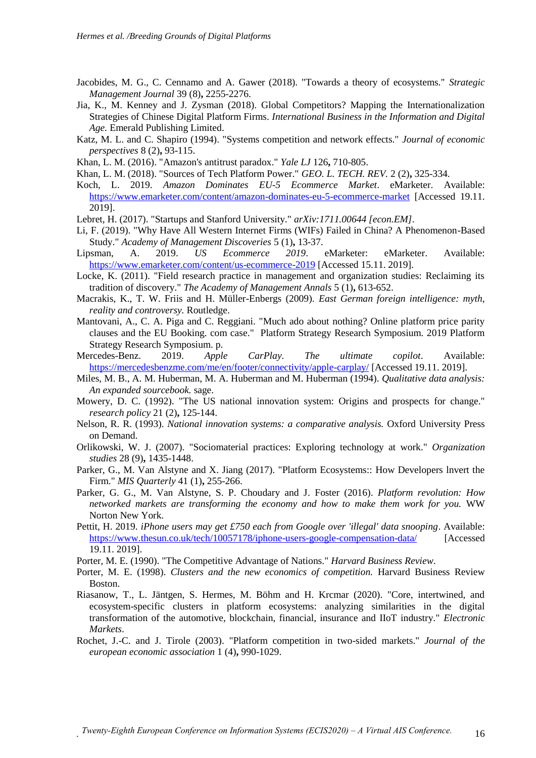Jacobides, M. G., C. Cennamo and A. Gawer (2018). "Towards a theory of ecosystems." *Strategic Management Journal* 39 (8)**,** 2255-2276.

Jia, K., M. Kenney and J. Zysman (2018). Global Competitors? Mapping the Internationalization Strategies of Chinese Digital Platform Firms. *International Business in the Information and Digital Age.* Emerald Publishing Limited.

Katz, M. L. and C. Shapiro (1994). "Systems competition and network effects." *Journal of economic perspectives* 8 (2)**,** 93-115.

Khan, L. M. (2016). "Amazon's antitrust paradox." *Yale LJ* 126**,** 710-805.

Khan, L. M. (2018). "Sources of Tech Platform Power." *GEO. L. TECH. REV.* 2 (2)**,** 325-334.

Koch, L. 2019. *Amazon Dominates EU-5 Ecommerce Market*. eMarketer. Available: https://www.emarketer.com/content/amazon-dominates-eu-5-ecommerce-market [Accessed 19.11. 2019].

Lebret, H. (2017). "Startups and Stanford University." *arXiv:1711.00644 [econ.EM]*.

Li, F. (2019). "Why Have All Western Internet Firms (WIFs) Failed in China? A Phenomenon-Based Study." *Academy of Management Discoveries* 5 (1)**,** 13-37.

Lipsman, A. 2019. *US Ecommerce 2019*. eMarketer: eMarketer. Available: https://www.emarketer.com/content/us-ecommerce-2019 [Accessed 15.11. 2019].

Locke, K. (2011). "Field research practice in management and organization studies: Reclaiming its tradition of discovery." *The Academy of Management Annals* 5 (1)**,** 613-652.

Macrakis, K., T. W. Friis and H. Müller-Enbergs (2009). *East German foreign intelligence: myth, reality and controversy.* Routledge.

Mantovani, A., C. A. Piga and C. Reggiani. "Much ado about nothing? Online platform price parity clauses and the EU Booking. com case." Platform Strategy Research Symposium. 2019 Platform Strategy Research Symposium. p.

Mercedes-Benz. 2019. *Apple CarPlay. The ultimate copilot*. Available: https://mercedesbenzme.com/me/en/footer/connectivity/apple-carplay/ [Accessed 19.11. 2019].

Miles, M. B., A. M. Huberman, M. A. Huberman and M. Huberman (1994). *Qualitative data analysis: An expanded sourcebook.* sage.

Mowery, D. C. (1992). "The US national innovation system: Origins and prospects for change." *research policy* 21 (2)**,** 125-144.

Nelson, R. R. (1993). *National innovation systems: a comparative analysis.* Oxford University Press on Demand.

Orlikowski, W. J. (2007). "Sociomaterial practices: Exploring technology at work." *Organization studies* 28 (9)**,** 1435-1448.

Parker, G., M. Van Alstyne and X. Jiang (2017). "Platform Ecosystems:: How Developers lnvert the Firm." *MIS Quarterly* 41 (1)**,** 255-266.

Parker, G. G., M. Van Alstyne, S. P. Choudary and J. Foster (2016). *Platform revolution: How networked markets are transforming the economy and how to make them work for you.* WW Norton New York.

Pettit, H. 2019. *iPhone users may get £750 each from Google over 'illegal' data snooping*. Available: https://www.thesun.co.uk/tech/10057178/iphone-users-google-compensation-data/ [Accessed 19.11. 2019].

Porter, M. E. (1990). "The Competitive Advantage of Nations." *Harvard Business Review*.

Porter, M. E. (1998). *Clusters and the new economics of competition.* Harvard Business Review Boston.

Riasanow, T., L. Jäntgen, S. Hermes, M. Böhm and H. Krcmar (2020). "Core, intertwined, and ecosystem-specific clusters in platform ecosystems: analyzing similarities in the digital transformation of the automotive, blockchain, financial, insurance and IIoT industry." *Electronic Markets*.

Rochet, J.-C. and J. Tirole (2003). "Platform competition in two-sided markets." *Journal of the european economic association* 1 (4)**,** 990-1029.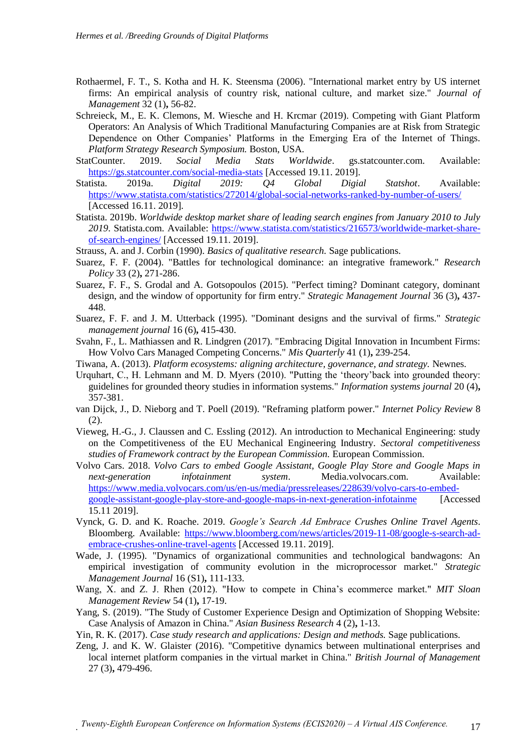Rothaermel, F. T., S. Kotha and H. K. Steensma (2006). "International market entry by US internet firms: An empirical analysis of country risk, national culture, and market size." *Journal of Management* 32 (1), 56-82.

Schreieck, M., E. K. Clemons, M. Wiesche and H. Krcmar (2019). Competing with Giant Platform Operators: An Analysis of Which Traditional Manufacturing Companies are at Risk from Strategic Dependence on Other Companies' Platforms in the Emerging Era of the Internet of Things. *Platform Strategy Research Symposium.* Boston, USA.

StatCounter. 2019. *Social Media Stats Worldwide*. gs.statcounter.com. Available: https://gs.statcounter.com/social-media-stats [Accessed 19.11. 2019].

Statista. 2019a. *Digital 2019: Q4 Global Digial Statshot*. Available: https://www.statista.com/statistics/272014/global-social-networks-ranked-by-number-of-users/ [Accessed 16.11. 2019].

Statista. 2019b. *Worldwide desktop market share of leading search engines from January 2010 to July 2019*. Statista.com. Available: https://www.statista.com/statistics/216573/worldwide-market-share-of-search-engines/ [Accessed 19.11. 2019].

Strauss, A. and J. Corbin (1990). *Basics of qualitative research.* Sage publications.

Suarez, F. F. (2004). "Battles for technological dominance: an integrative framework." *Research Policy* 33 (2), 271-286.

Suarez, F. F., S. Grodal and A. Gotsopoulos (2015). "Perfect timing? Dominant category, dominant design, and the window of opportunity for firm entry." *Strategic Management Journal* 36 (3), 437-448.

Suarez, F. F. and J. M. Utterback (1995). "Dominant designs and the survival of firms." *Strategic management journal* 16 (6), 415-430.

Svahn, F., L. Mathiassen and R. Lindgren (2017). "Embracing Digital Innovation in Incumbent Firms: How Volvo Cars Managed Competing Concerns." *Mis Quarterly* 41 (1), 239-254.

Tiwana, A. (2013). *Platform ecosystems: aligning architecture, governance, and strategy.* Newnes.

Urquhart, C., H. Lehmann and M. D. Myers (2010). "Putting the 'theory'back into grounded theory: guidelines for grounded theory studies in information systems." *Information systems journal* 20 (4), 357-381.

van Dijck, J., D. Nieborg and T. Poell (2019). "Reframing platform power." *Internet Policy Review* 8 (2).

Vieweg, H.-G., J. Claussen and C. Essling (2012). An introduction to Mechanical Engineering: study on the Competitiveness of the EU Mechanical Engineering Industry. *Sectoral competitiveness studies of Framework contract by the European Commission.* European Commission.

Volvo Cars. 2018. *Volvo Cars to embed Google Assistant, Google Play Store and Google Maps in next-generation infotainment system*. Media.volvocars.com. Available: https://www.media.volvocars.com/us/en-us/media/pressreleases/228639/volvo-cars-to-embed-google-assistant-google-play-store-and-google-maps-in-next-generation-infotainme [Accessed 15.11 2019].

Vynck, G. D. and K. Roache. 2019. *Google's Search Ad Embrace Crushes Online Travel Agents*. Bloomberg. Available: https://www.bloomberg.com/news/articles/2019-11-08/google-s-search-ad-embrace-crushes-online-travel-agents [Accessed 19.11. 2019].

Wade, J. (1995). "Dynamics of organizational communities and technological bandwagons: An empirical investigation of community evolution in the microprocessor market." *Strategic Management Journal* 16 (S1), 111-133.

Wang, X. and Z. J. Rhen (2012). "How to compete in China's ecommerce market." *MIT Sloan Management Review* 54 (1), 17-19.

Yang, S. (2019). "The Study of Customer Experience Design and Optimization of Shopping Website: Case Analysis of Amazon in China." *Asian Business Research* 4 (2), 1-13.

Yin, R. K. (2017). *Case study research and applications: Design and methods.* Sage publications.

Zeng, J. and K. W. Glaister (2016). "Competitive dynamics between multinational enterprises and local internet platform companies in the virtual market in China." *British Journal of Management* 27 (3), 479-496.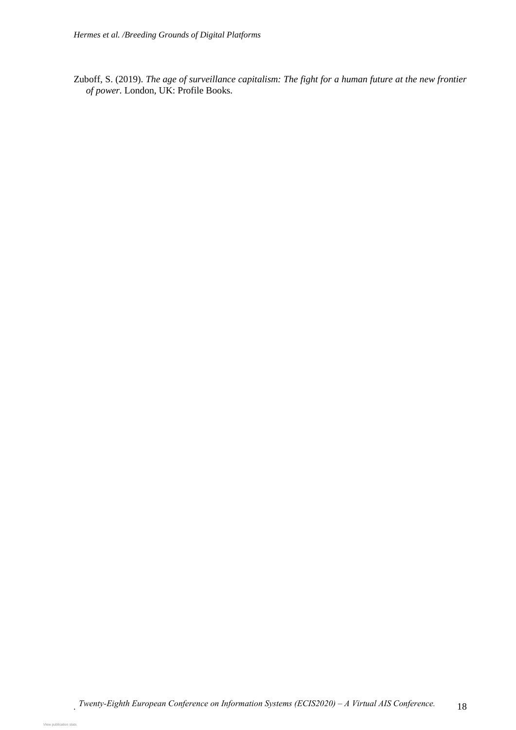Zuboff, S. (2019). *The age of surveillance capitalism: The fight for a human future at the new frontier of power*. London, UK: Profile Books.